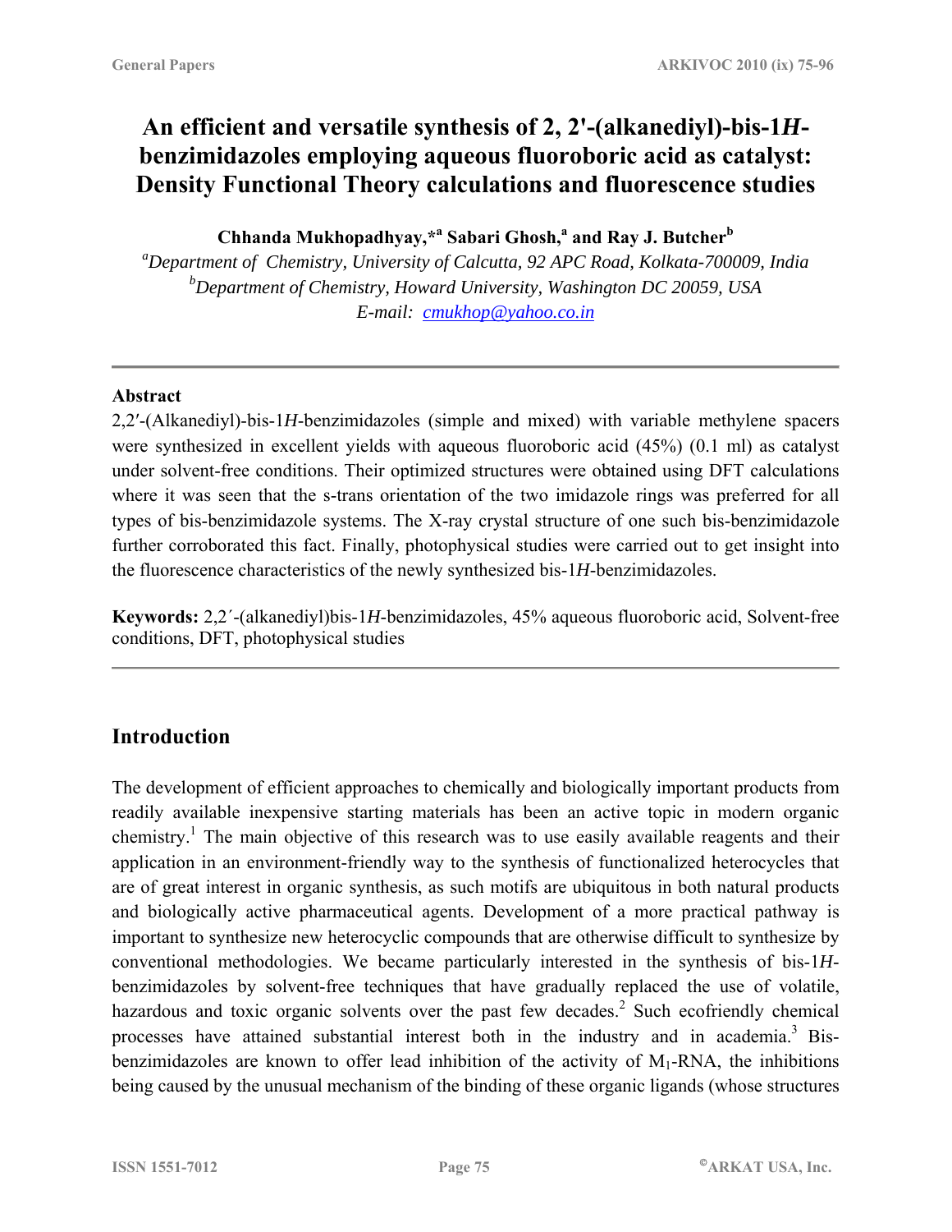# An efficient and versatile synthesis of 2, 2′-(alkanediyl)-bis-1*H*-benzimidazoles employing aqueous fluoroboric acid as catalyst: Density Functional Theory calculations and fluorescence studies

**Chhanda Mukhopadhyay,*[a] Sabari Ghosh,[a] and Ray J. Butcher[b]**

[a]*Department of Chemistry, University of Calcutta, 92 APC Road, Kolkata-700009, India*
[b]*Department of Chemistry, Howard University, Washington DC 20059, USA*
*E-mail: cmukhop@yahoo.co.in*

---

### Abstract

2,2′-(Alkanediyl)-bis-1*H*-benzimidazoles (simple and mixed) with variable methylene spacers were synthesized in excellent yields with aqueous fluoroboric acid (45%) (0.1 ml) as catalyst under solvent-free conditions. Their optimized structures were obtained using DFT calculations where it was seen that the s-trans orientation of the two imidazole rings was preferred for all types of bis-benzimidazole systems. The X-ray crystal structure of one such bis-benzimidazole further corroborated this fact. Finally, photophysical studies were carried out to get insight into the fluorescence characteristics of the newly synthesized bis-1*H*-benzimidazoles.

**Keywords:** 2,2´-(alkanediyl)bis-1*H*-benzimidazoles, 45% aqueous fluoroboric acid, Solvent-free conditions, DFT, photophysical studies

---

## Introduction

The development of efficient approaches to chemically and biologically important products from readily available inexpensive starting materials has been an active topic in modern organic chemistry.[1] The main objective of this research was to use easily available reagents and their application in an environment-friendly way to the synthesis of functionalized heterocycles that are of great interest in organic synthesis, as such motifs are ubiquitous in both natural products and biologically active pharmaceutical agents. Development of a more practical pathway is important to synthesize new heterocyclic compounds that are otherwise difficult to synthesize by conventional methodologies. We became particularly interested in the synthesis of bis-1*H*-benzimidazoles by solvent-free techniques that have gradually replaced the use of volatile, hazardous and toxic organic solvents over the past few decades.[2] Such ecofriendly chemical processes have attained substantial interest both in the industry and in academia.[3] Bis-benzimidazoles are known to offer lead inhibition of the activity of $M_1$-RNA, the inhibitions being caused by the unusual mechanism of the binding of these organic ligands (whose structures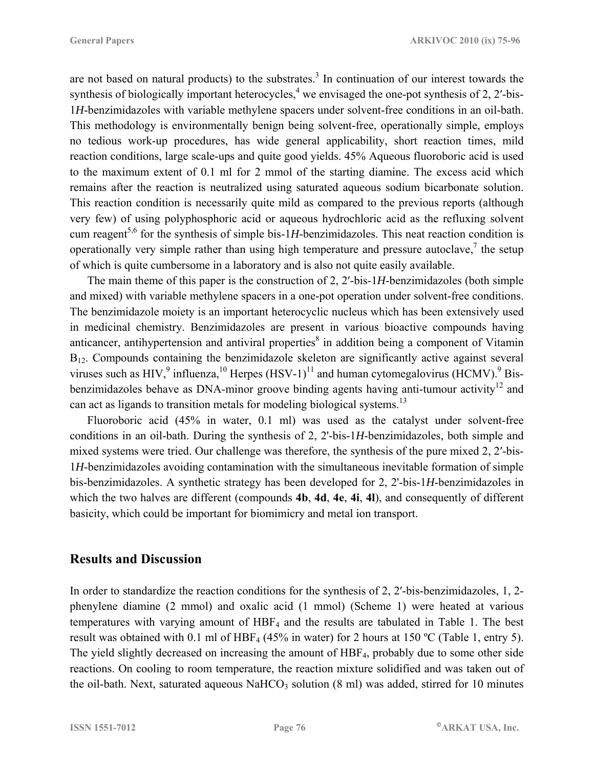are not based on natural products) to the substrates.[3] In continuation of our interest towards the synthesis of biologically important heterocycles,[4] we envisaged the one-pot synthesis of 2, 2′-bis-1*H*-benzimidazoles with variable methylene spacers under solvent-free conditions in an oil-bath. This methodology is environmentally benign being solvent-free, operationally simple, employs no tedious work-up procedures, has wide general applicability, short reaction times, mild reaction conditions, large scale-ups and quite good yields. 45% Aqueous fluoroboric acid is used to the maximum extent of 0.1 ml for 2 mmol of the starting diamine. The excess acid which remains after the reaction is neutralized using saturated aqueous sodium bicarbonate solution. This reaction condition is necessarily quite mild as compared to the previous reports (although very few) of using polyphosphoric acid or aqueous hydrochloric acid as the refluxing solvent cum reagent[5,6] for the synthesis of simple bis-1*H*-benzimidazoles. This neat reaction condition is operationally very simple rather than using high temperature and pressure autoclave,[7] the setup of which is quite cumbersome in a laboratory and is also not quite easily available.

The main theme of this paper is the construction of 2, 2′-bis-1*H*-benzimidazoles (both simple and mixed) with variable methylene spacers in a one-pot operation under solvent-free conditions. The benzimidazole moiety is an important heterocyclic nucleus which has been extensively used in medicinal chemistry. Benzimidazoles are present in various bioactive compounds having anticancer, antihypertension and antiviral properties[8] in addition being a component of Vitamin $B_{12}$. Compounds containing the benzimidazole skeleton are significantly active against several viruses such as HIV,[9] influenza,[10] Herpes (HSV-1)[11] and human cytomegalovirus (HCMV).[9] Bis-benzimidazoles behave as DNA-minor groove binding agents having anti-tumour activity[12] and can act as ligands to transition metals for modeling biological systems.[13]

Fluoroboric acid (45% in water, 0.1 ml) was used as the catalyst under solvent-free conditions in an oil-bath. During the synthesis of 2, 2'-bis-1*H*-benzimidazoles, both simple and mixed systems were tried. Our challenge was therefore, the synthesis of the pure mixed 2, 2′-bis-1*H*-benzimidazoles avoiding contamination with the simultaneous inevitable formation of simple bis-benzimidazoles. A synthetic strategy has been developed for 2, 2'-bis-1*H*-benzimidazoles in which the two halves are different (compounds **4b**, **4d**, **4e**, **4i**, **4l**), and consequently of different basicity, which could be important for biomimicry and metal ion transport.

## Results and Discussion

In order to standardize the reaction conditions for the synthesis of 2, 2′-bis-benzimidazoles, 1, 2-phenylene diamine (2 mmol) and oxalic acid (1 mmol) (Scheme 1) were heated at various temperatures with varying amount of $HBF_4$ and the results are tabulated in Table 1. The best result was obtained with 0.1 ml of $HBF_4$ (45% in water) for 2 hours at 150 ºC (Table 1, entry 5). The yield slightly decreased on increasing the amount of $HBF_4$, probably due to some other side reactions. On cooling to room temperature, the reaction mixture solidified and was taken out of the oil-bath. Next, saturated aqueous $NaHCO_3$ solution (8 ml) was added, stirred for 10 minutes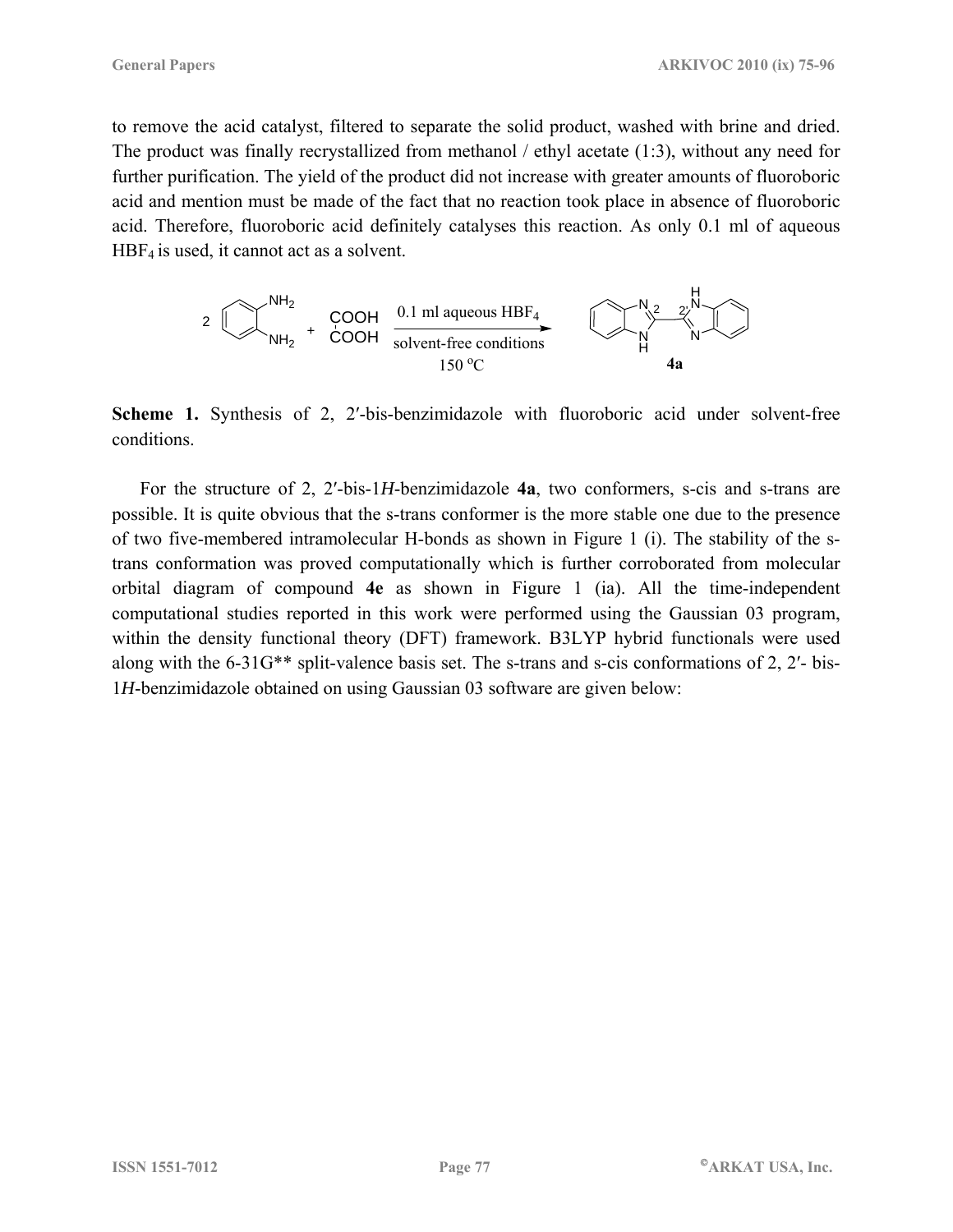to remove the acid catalyst, filtered to separate the solid product, washed with brine and dried. The product was finally recrystallized from methanol / ethyl acetate (1:3), without any need for further purification. The yield of the product did not increase with greater amounts of fluoroboric acid and mention must be made of the fact that no reaction took place in absence of fluoroboric acid. Therefore, fluoroboric acid definitely catalyses this reaction. As only 0.1 ml of aqueous $HBF_4$ is used, it cannot act as a solvent.

**Scheme 1.** Synthesis of 2, 2′-bis-benzimidazole with fluoroboric acid under solvent-free conditions.

For the structure of 2, 2′-bis-1*H*-benzimidazole **4a**, two conformers, s-cis and s-trans are possible. It is quite obvious that the s-trans conformer is the more stable one due to the presence of two five-membered intramolecular H-bonds as shown in Figure 1 (i). The stability of the s-trans conformation was proved computationally which is further corroborated from molecular orbital diagram of compound **4e** as shown in Figure 1 (ia). All the time-independent computational studies reported in this work were performed using the Gaussian 03 program, within the density functional theory (DFT) framework. B3LYP hybrid functionals were used along with the 6-31G** split-valence basis set. The s-trans and s-cis conformations of 2, 2′- bis-1*H*-benzimidazole obtained on using Gaussian 03 software are given below: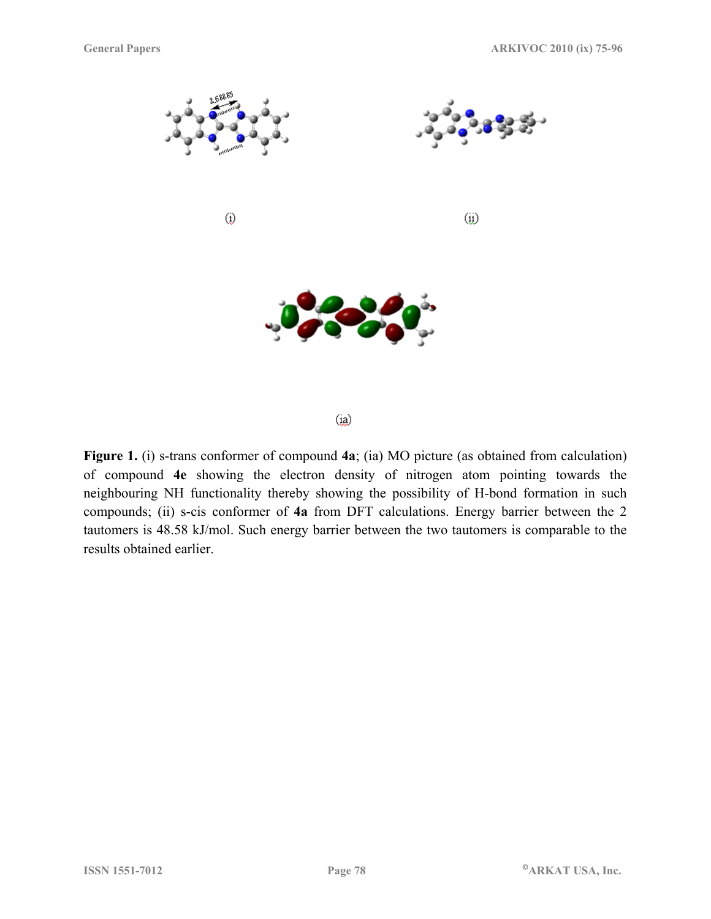(i)

(ii)

(ia)

**Figure 1.** (i) s-trans conformer of compound **4a**; (ia) MO picture (as obtained from calculation) of compound **4e** showing the electron density of nitrogen atom pointing towards the neighbouring NH functionality thereby showing the possibility of H-bond formation in such compounds; (ii) s-cis conformer of **4a** from DFT calculations. Energy barrier between the 2 tautomers is 48.58 kJ/mol. Such energy barrier between the two tautomers is comparable to the results obtained earlier.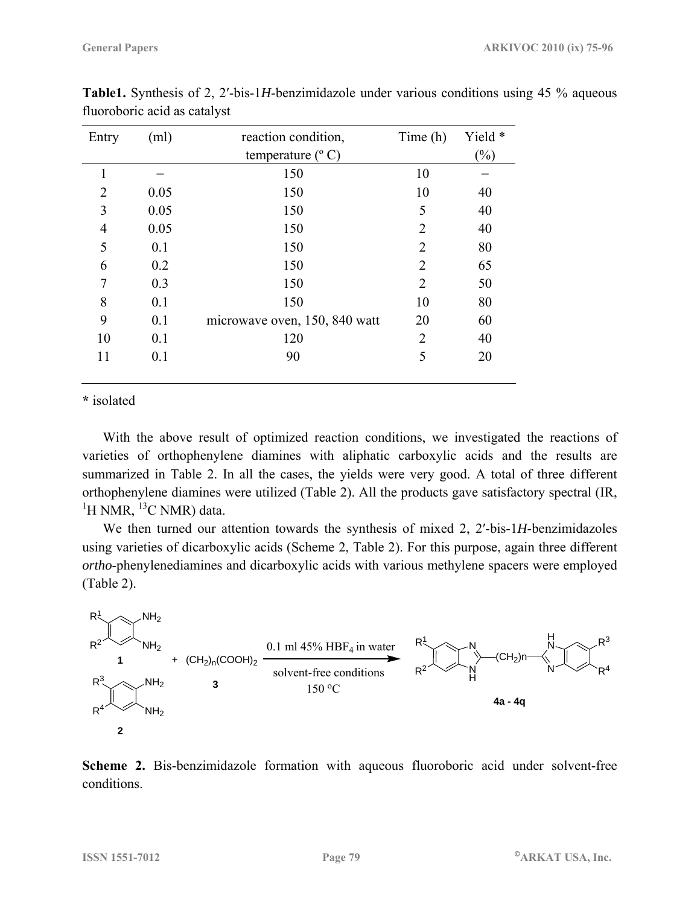**Table1.** Synthesis of 2, 2′-bis-1*H*-benzimidazole under various conditions using 45 % aqueous fluoroboric acid as catalyst

| Entry | (ml) | reaction condition, temperature (º C) | Time (h) | Yield * (%) |
|---|---|---|---|---|
| 1 | – | 150 | 10 | – |
| 2 | 0.05 | 150 | 10 | 40 |
| 3 | 0.05 | 150 | 5 | 40 |
| 4 | 0.05 | 150 | 2 | 40 |
| 5 | 0.1 | 150 | 2 | 80 |
| 6 | 0.2 | 150 | 2 | 65 |
| 7 | 0.3 | 150 | 2 | 50 |
| 8 | 0.1 | 150 | 10 | 80 |
| 9 | 0.1 | microwave oven, 150, 840 watt | 20 | 60 |
| 10 | 0.1 | 120 | 2 | 40 |
| 11 | 0.1 | 90 | 5 | 20 |

**\*** isolated

With the above result of optimized reaction conditions, we investigated the reactions of varieties of orthophenylene diamines with aliphatic carboxylic acids and the results are summarized in Table 2. In all the cases, the yields were very good. A total of three different orthophenylene diamines were utilized (Table 2). All the products gave satisfactory spectral (IR, $^{1}$H NMR, $^{13}$C NMR) data.

We then turned our attention towards the synthesis of mixed 2, 2′-bis-1*H*-benzimidazoles using varieties of dicarboxylic acids (Scheme 2, Table 2). For this purpose, again three different *ortho*-phenylenediamines and dicarboxylic acids with various methylene spacers were employed (Table 2).

**1** + $(CH_2)_n(COOH)_2$ **3** + **2** → (0.1 ml 45% $HBF_4$ in water; solvent-free conditions; 150 ºC) → **4a - 4q**

**Scheme 2.** Bis-benzimidazole formation with aqueous fluoroboric acid under solvent-free conditions.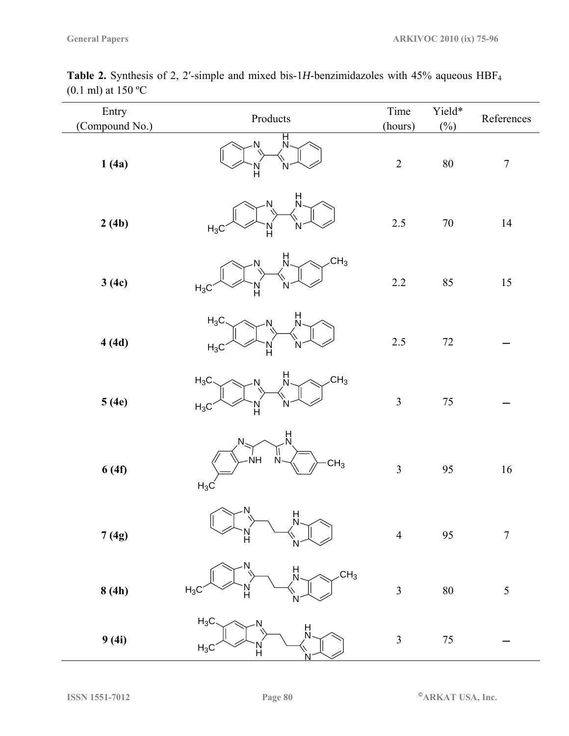**Table 2.** Synthesis of 2, 2′-simple and mixed bis-1*H*-benzimidazoles with 45% aqueous $HBF_4$ (0.1 ml) at 150 ºC

| Entry (Compound No.) | Products | Time (hours) | Yield* (%) | References |
|---|---|---|---|---|
| **1 (4a)** | | 2 | 80 | 7 |
| **2 (4b)** | | 2.5 | 70 | 14 |
| **3 (4c)** | | 2.2 | 85 | 15 |
| **4 (4d)** | | 2.5 | 72 | – |
| **5 (4e)** | | 3 | 75 | – |
| **6 (4f)** | | 3 | 95 | 16 |
| **7 (4g)** | | 4 | 95 | 7 |
| **8 (4h)** | | 3 | 80 | 5 |
| **9 (4i)** | | 3 | 75 | – |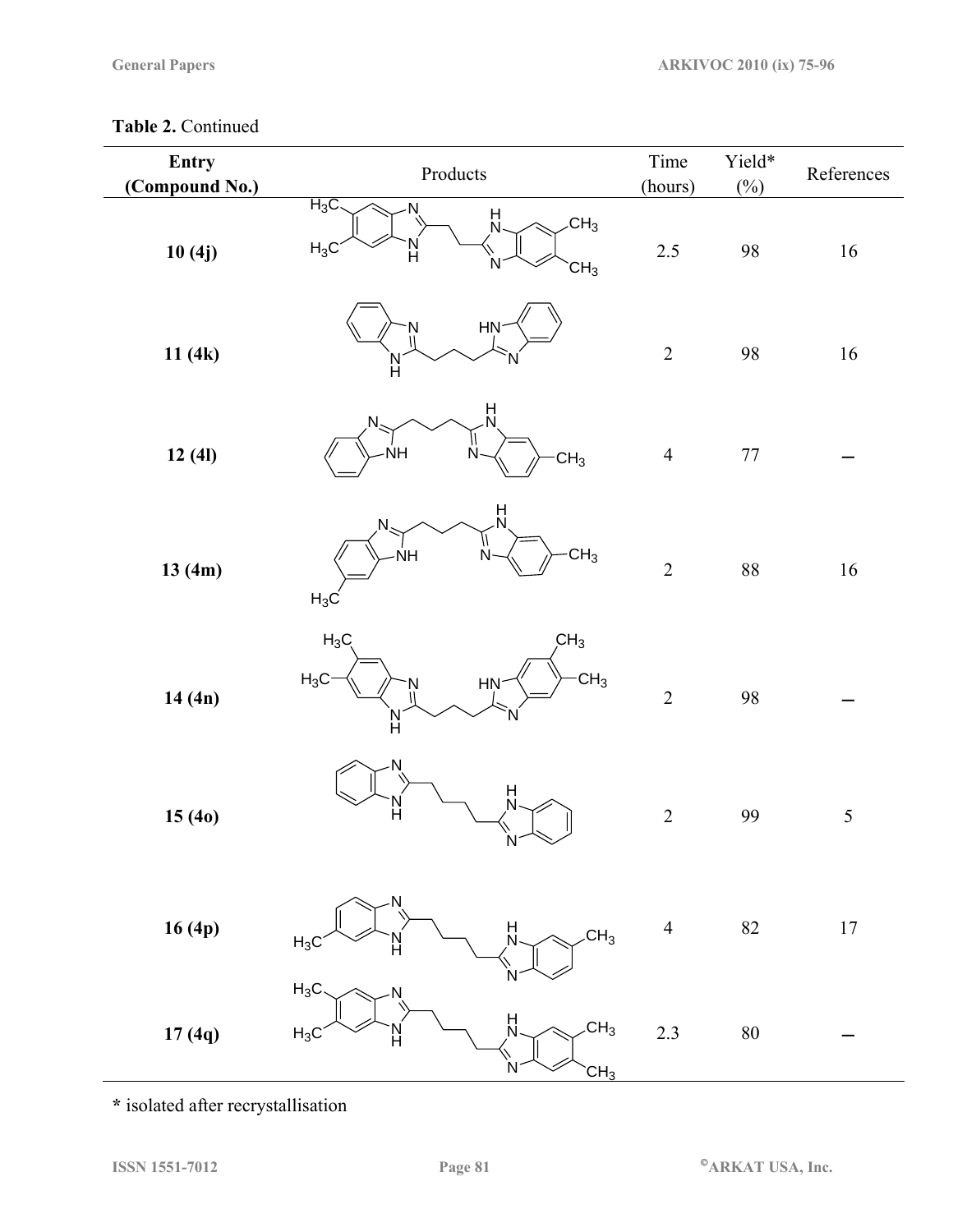**Table 2.** Continued

| Entry (Compound No.) | Products | Time (hours) | Yield* (%) | References |
|---|---|---|---|---|
| 10 (4j) | | 2.5 | 98 | 16 |
| 11 (4k) | | 2 | 98 | 16 |
| 12 (4l) | | 4 | 77 | – |
| 13 (4m) | | 2 | 88 | 16 |
| 14 (4n) | | 2 | 98 | – |
| 15 (4o) | | 2 | 99 | 5 |
| 16 (4p) | | 4 | 82 | 17 |
| 17 (4q) | | 2.3 | 80 | – |

* isolated after recrystallisation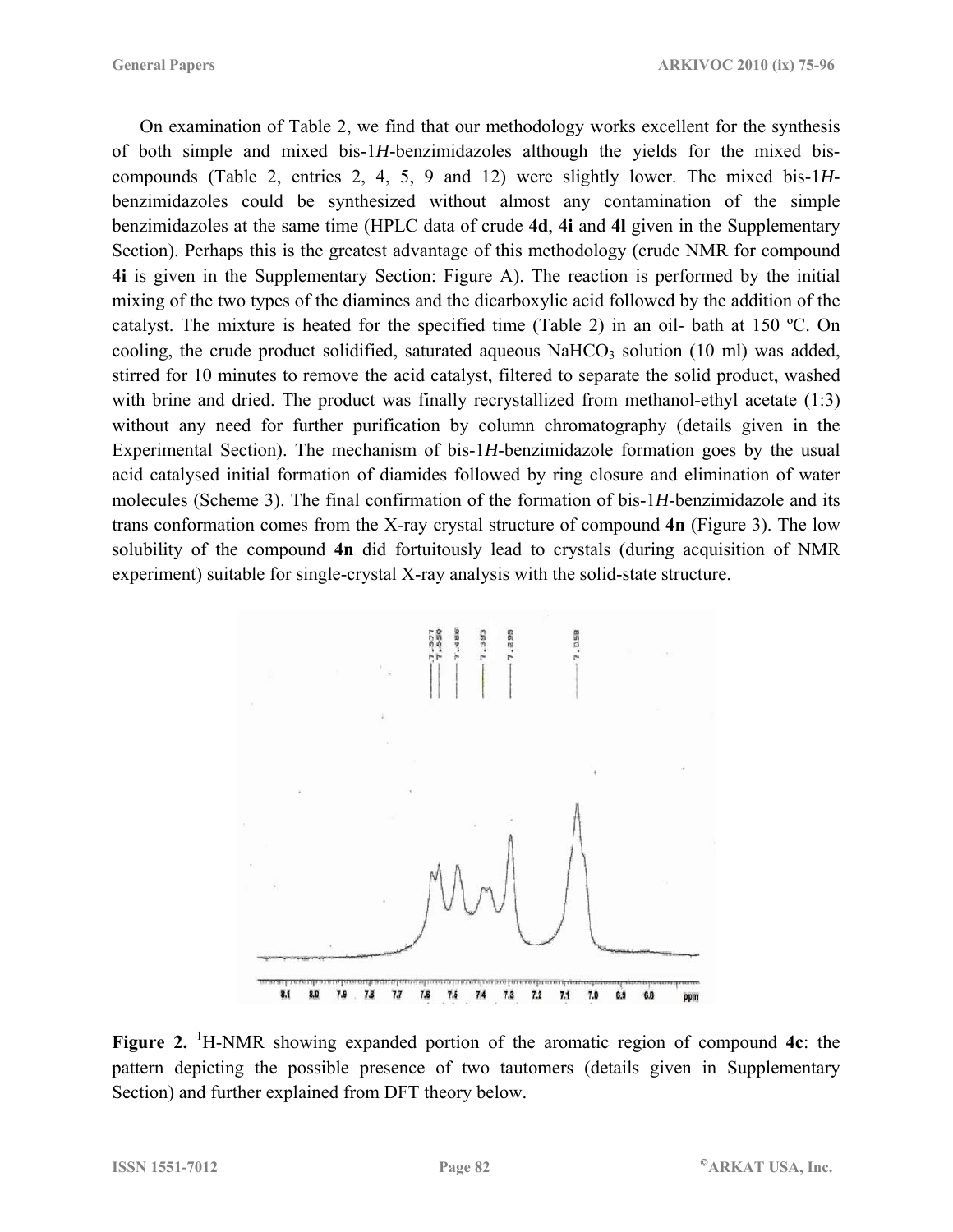On examination of Table 2, we find that our methodology works excellent for the synthesis of both simple and mixed bis-1*H*-benzimidazoles although the yields for the mixed bis-compounds (Table 2, entries 2, 4, 5, 9 and 12) were slightly lower. The mixed bis-1*H*-benzimidazoles could be synthesized without almost any contamination of the simple benzimidazoles at the same time (HPLC data of crude **4d**, **4i** and **4l** given in the Supplementary Section). Perhaps this is the greatest advantage of this methodology (crude NMR for compound **4i** is given in the Supplementary Section: Figure A). The reaction is performed by the initial mixing of the two types of the diamines and the dicarboxylic acid followed by the addition of the catalyst. The mixture is heated for the specified time (Table 2) in an oil- bath at 150 ºC. On cooling, the crude product solidified, saturated aqueous $NaHCO_3$ solution (10 ml) was added, stirred for 10 minutes to remove the acid catalyst, filtered to separate the solid product, washed with brine and dried. The product was finally recrystallized from methanol-ethyl acetate (1:3) without any need for further purification by column chromatography (details given in the Experimental Section). The mechanism of bis-1*H*-benzimidazole formation goes by the usual acid catalysed initial formation of diamides followed by ring closure and elimination of water molecules (Scheme 3). The final confirmation of the formation of bis-1*H*-benzimidazole and its trans conformation comes from the X-ray crystal structure of compound **4n** (Figure 3). The low solubility of the compound **4n** did fortuitously lead to crystals (during acquisition of NMR experiment) suitable for single-crystal X-ray analysis with the solid-state structure.

**Figure 2.** $^1$H-NMR showing expanded portion of the aromatic region of compound **4c**: the pattern depicting the possible presence of two tautomers (details given in Supplementary Section) and further explained from DFT theory below.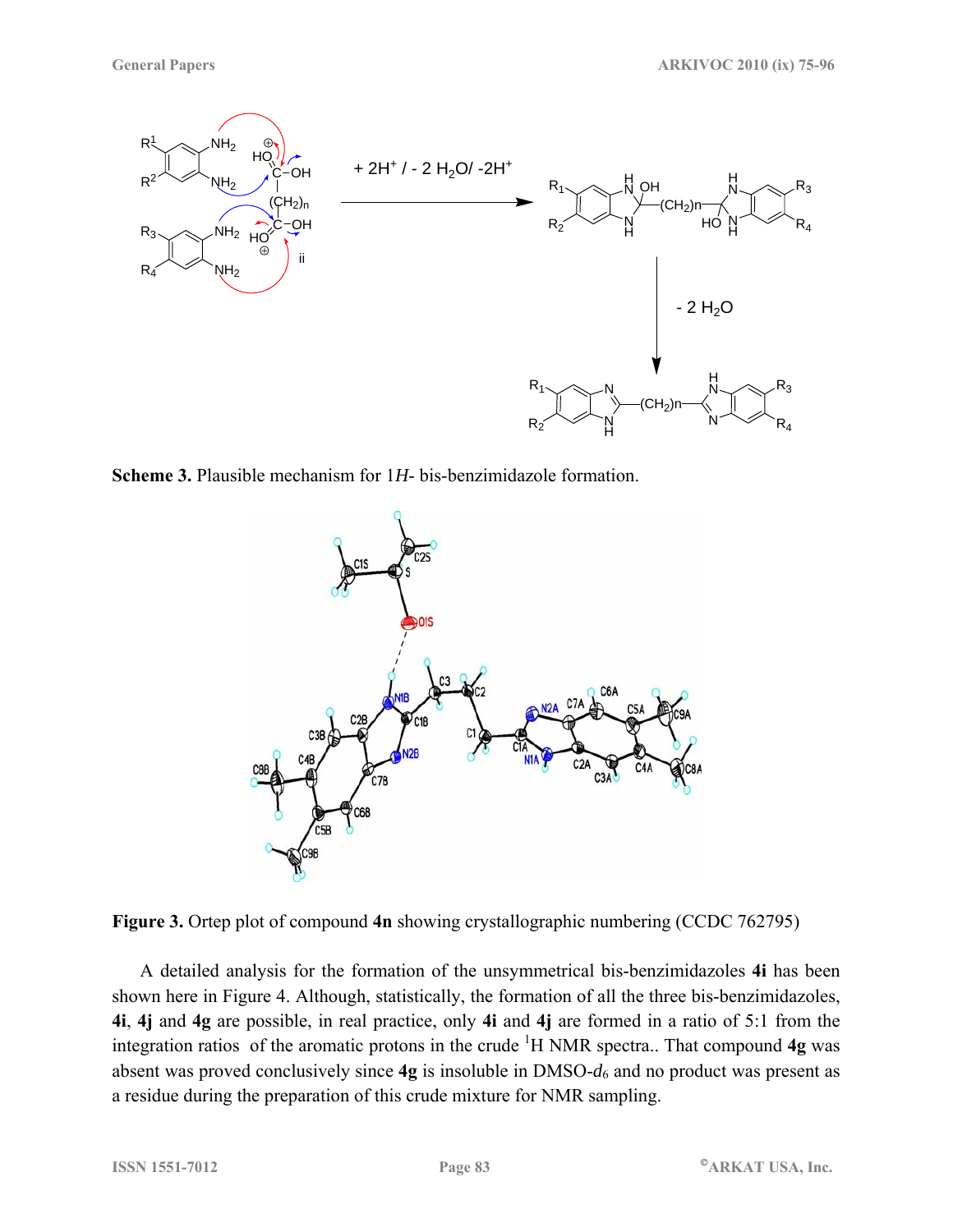**Scheme 3.** Plausible mechanism for 1*H*- bis-benzimidazole formation.

**Figure 3.** Ortep plot of compound **4n** showing crystallographic numbering (CCDC 762795)

A detailed analysis for the formation of the unsymmetrical bis-benzimidazoles **4i** has been shown here in Figure 4. Although, statistically, the formation of all the three bis-benzimidazoles, **4i**, **4j** and **4g** are possible, in real practice, only **4i** and **4j** are formed in a ratio of 5:1 from the integration ratios of the aromatic protons in the crude $^1$H NMR spectra.. That compound **4g** was absent was proved conclusively since **4g** is insoluble in DMSO-$d_6$ and no product was present as a residue during the preparation of this crude mixture for NMR sampling.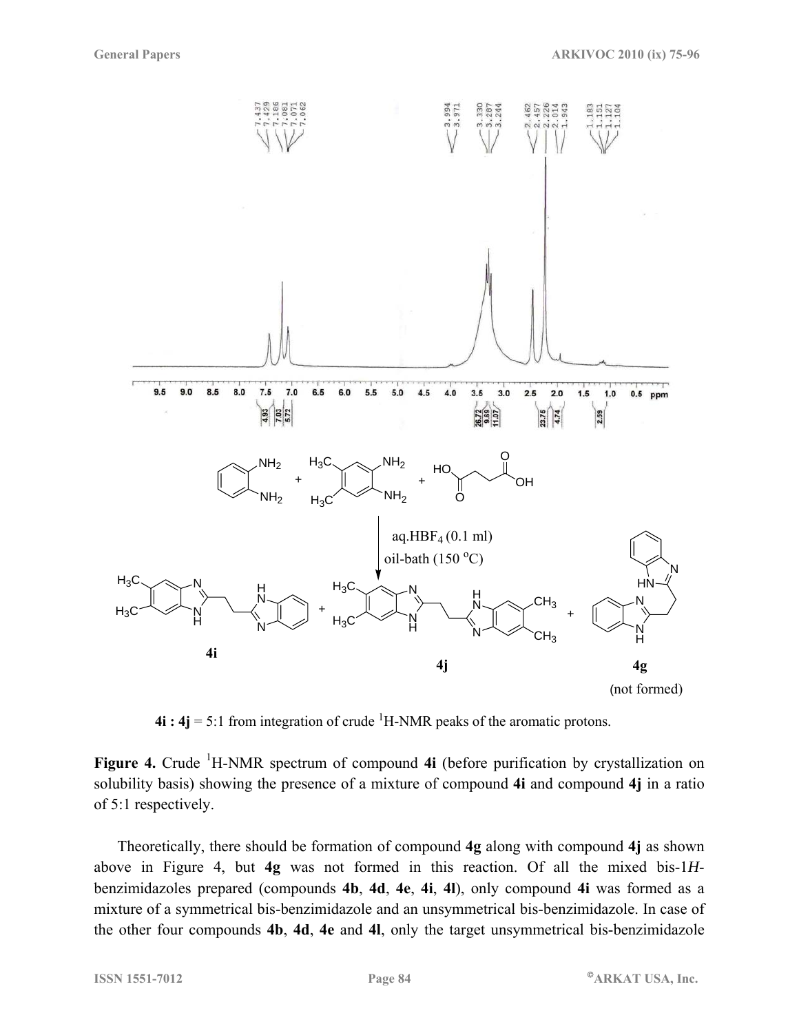$\mathbf{4i : 4j}$ = 5:1 from integration of crude $^{1}$H-NMR peaks of the aromatic protons.

**Figure 4.** Crude $^{1}$H-NMR spectrum of compound **4i** (before purification by crystallization on solubility basis) showing the presence of a mixture of compound **4i** and compound **4j** in a ratio of 5:1 respectively.

Theoretically, there should be formation of compound **4g** along with compound **4j** as shown above in Figure 4, but **4g** was not formed in this reaction. Of all the mixed bis-1*H*-benzimidazoles prepared (compounds **4b**, **4d**, **4e**, **4i**, **4l**), only compound **4i** was formed as a mixture of a symmetrical bis-benzimidazole and an unsymmetrical bis-benzimidazole. In case of the other four compounds **4b**, **4d**, **4e** and **4l**, only the target unsymmetrical bis-benzimidazole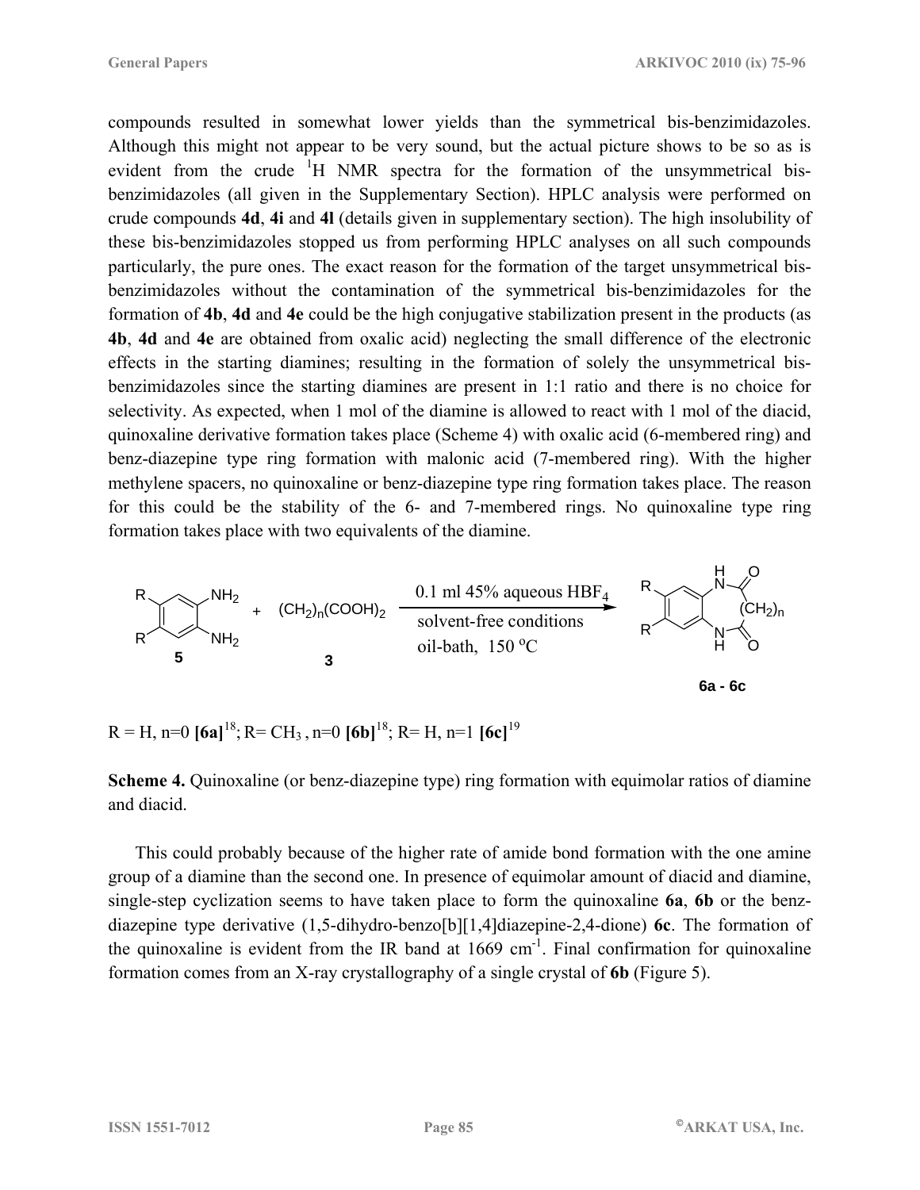compounds resulted in somewhat lower yields than the symmetrical bis-benzimidazoles. Although this might not appear to be very sound, but the actual picture shows to be so as is evident from the crude $^{1}$H NMR spectra for the formation of the unsymmetrical bis-benzimidazoles (all given in the Supplementary Section). HPLC analysis were performed on crude compounds **4d**, **4i** and **4l** (details given in supplementary section). The high insolubility of these bis-benzimidazoles stopped us from performing HPLC analyses on all such compounds particularly, the pure ones. The exact reason for the formation of the target unsymmetrical bis-benzimidazoles without the contamination of the symmetrical bis-benzimidazoles for the formation of **4b**, **4d** and **4e** could be the high conjugative stabilization present in the products (as **4b**, **4d** and **4e** are obtained from oxalic acid) neglecting the small difference of the electronic effects in the starting diamines; resulting in the formation of solely the unsymmetrical bis-benzimidazoles since the starting diamines are present in 1:1 ratio and there is no choice for selectivity. As expected, when 1 mol of the diamine is allowed to react with 1 mol of the diacid, quinoxaline derivative formation takes place (Scheme 4) with oxalic acid (6-membered ring) and benz-diazepine type ring formation with malonic acid (7-membered ring). With the higher methylene spacers, no quinoxaline or benz-diazepine type ring formation takes place. The reason for this could be the stability of the 6- and 7-membered rings. No quinoxaline type ring formation takes place with two equivalents of the diamine.

**5** + $(CH_2)_n(COOH)_2$ **3** → (0.1 ml 45% aqueous $HBF_4$, solvent-free conditions, oil-bath, 150 °C) → **6a - 6c**

R = H, n=0 **[6a]**[18]; R= $CH_3$ , n=0 **[6b]**[18]; R= H, n=1 **[6c]**[19]

**Scheme 4.** Quinoxaline (or benz-diazepine type) ring formation with equimolar ratios of diamine and diacid.

This could probably because of the higher rate of amide bond formation with the one amine group of a diamine than the second one. In presence of equimolar amount of diacid and diamine, single-step cyclization seems to have taken place to form the quinoxaline **6a**, **6b** or the benz-diazepine type derivative (1,5-dihydro-benzo[b][1,4]diazepine-2,4-dione) **6c**. The formation of the quinoxaline is evident from the IR band at 1669 cm$^{-1}$. Final confirmation for quinoxaline formation comes from an X-ray crystallography of a single crystal of **6b** (Figure 5).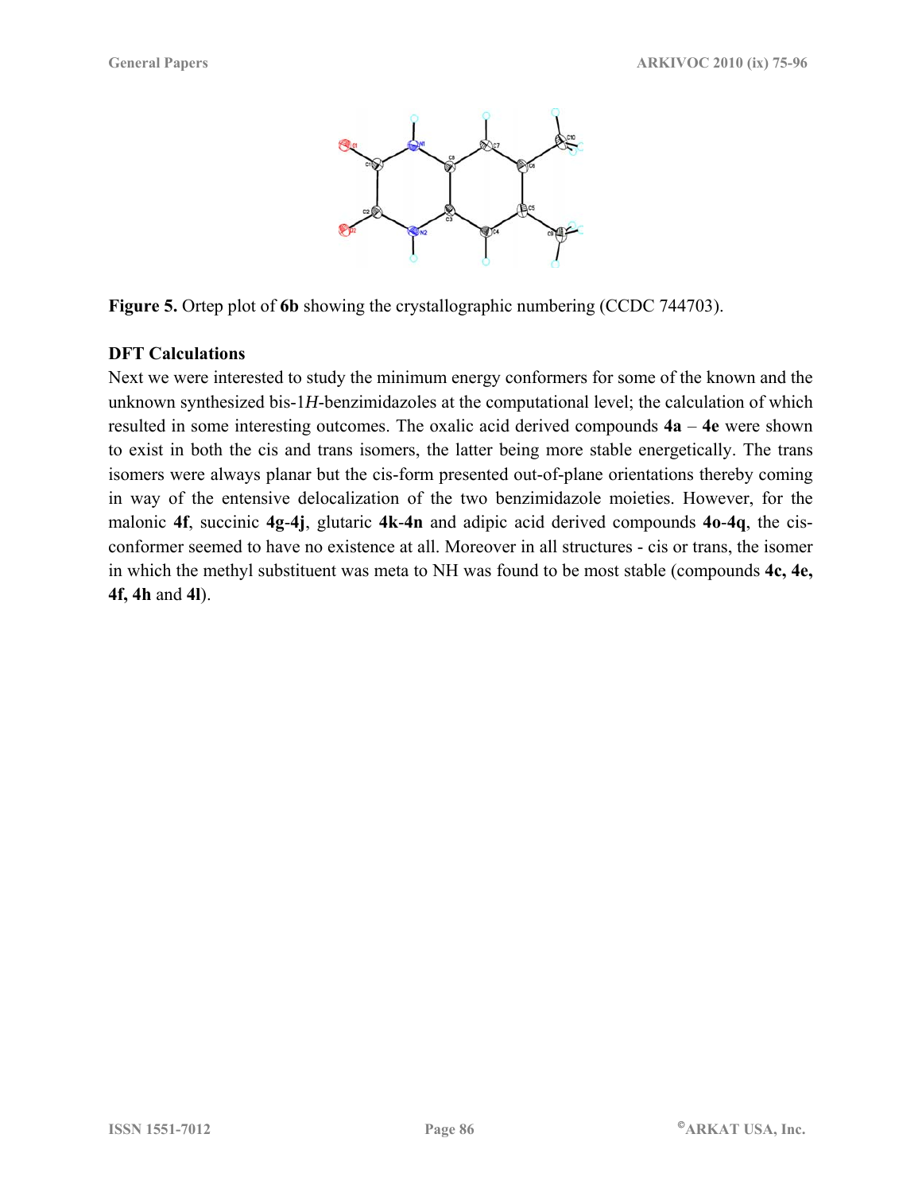**Figure 5.** Ortep plot of **6b** showing the crystallographic numbering (CCDC 744703).

**DFT Calculations**

Next we were interested to study the minimum energy conformers for some of the known and the unknown synthesized bis-1*H*-benzimidazoles at the computational level; the calculation of which resulted in some interesting outcomes. The oxalic acid derived compounds **4a** – **4e** were shown to exist in both the cis and trans isomers, the latter being more stable energetically. The trans isomers were always planar but the cis-form presented out-of-plane orientations thereby coming in way of the entensive delocalization of the two benzimidazole moieties. However, for the malonic **4f**, succinic **4g**-**4j**, glutaric **4k**-**4n** and adipic acid derived compounds **4o**-**4q**, the cis-conformer seemed to have no existence at all. Moreover in all structures - cis or trans, the isomer in which the methyl substituent was meta to NH was found to be most stable (compounds **4c, 4e, 4f, 4h** and **4l**).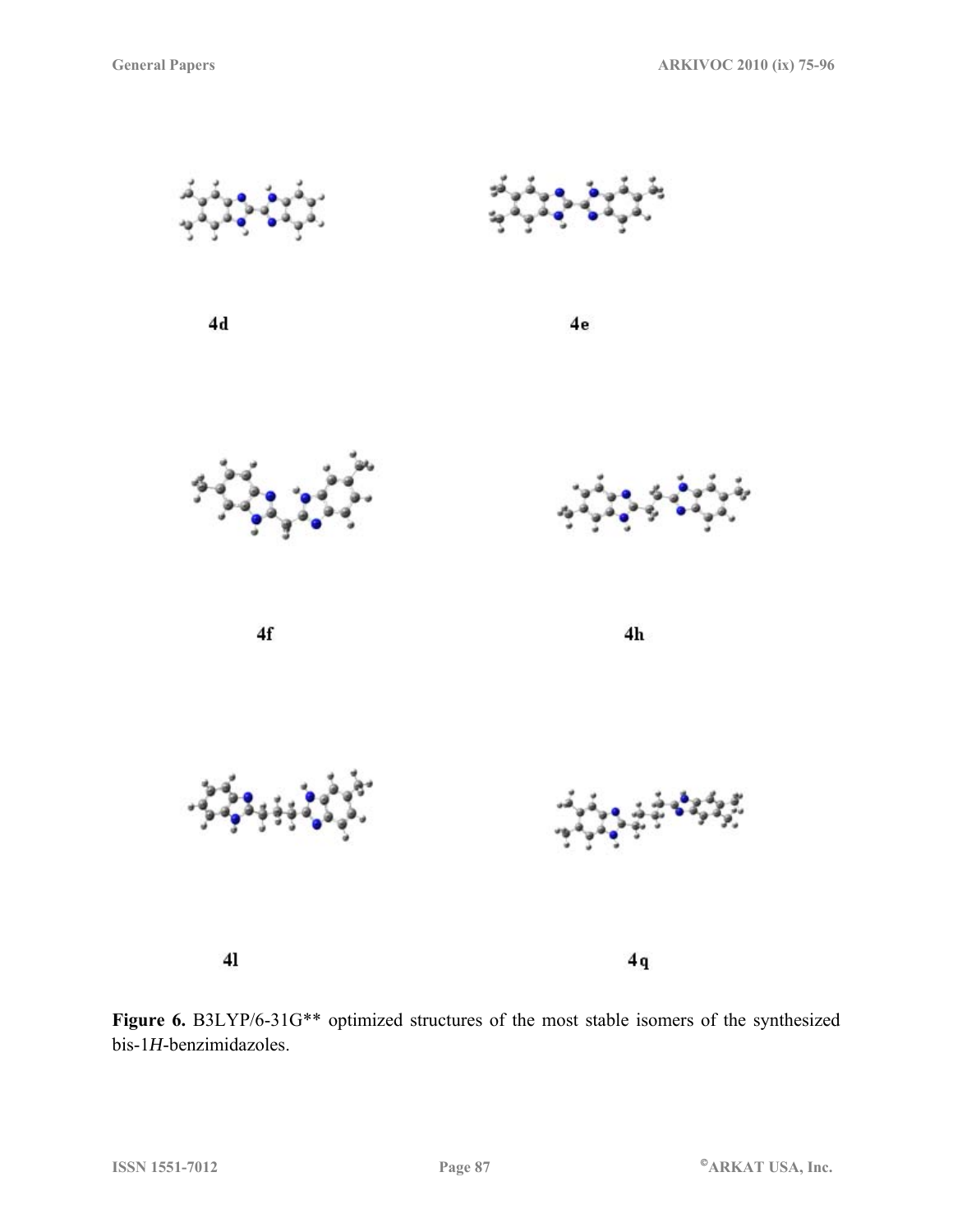4d

4e

4f

4h

4l

4q

**Figure 6.** B3LYP/6-31G** optimized structures of the most stable isomers of the synthesized bis-1*H*-benzimidazoles.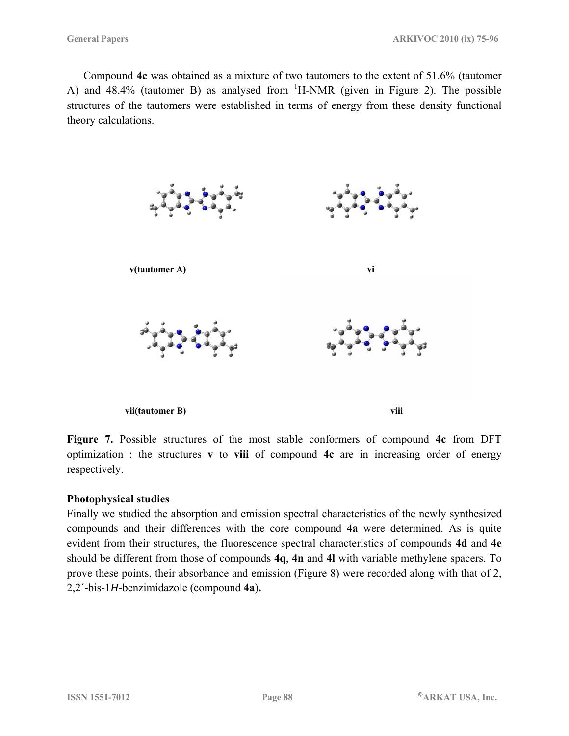Compound **4c** was obtained as a mixture of two tautomers to the extent of 51.6% (tautomer A) and 48.4% (tautomer B) as analysed from $^1$H-NMR (given in Figure 2). The possible structures of the tautomers were established in terms of energy from these density functional theory calculations.

**v(tautomer A)** **vi**

**vii(tautomer B)** **viii**

**Figure 7.** Possible structures of the most stable conformers of compound **4c** from DFT optimization : the structures **v** to **viii** of compound **4c** are in increasing order of energy respectively.

### Photophysical studies

Finally we studied the absorption and emission spectral characteristics of the newly synthesized compounds and their differences with the core compound **4a** were determined. As is quite evident from their structures, the fluorescence spectral characteristics of compounds **4d** and **4e** should be different from those of compounds **4q**, **4n** and **4l** with variable methylene spacers. To prove these points, their absorbance and emission (Figure 8) were recorded along with that of 2, 2´-bis-1*H*-benzimidazole (compound **4a**).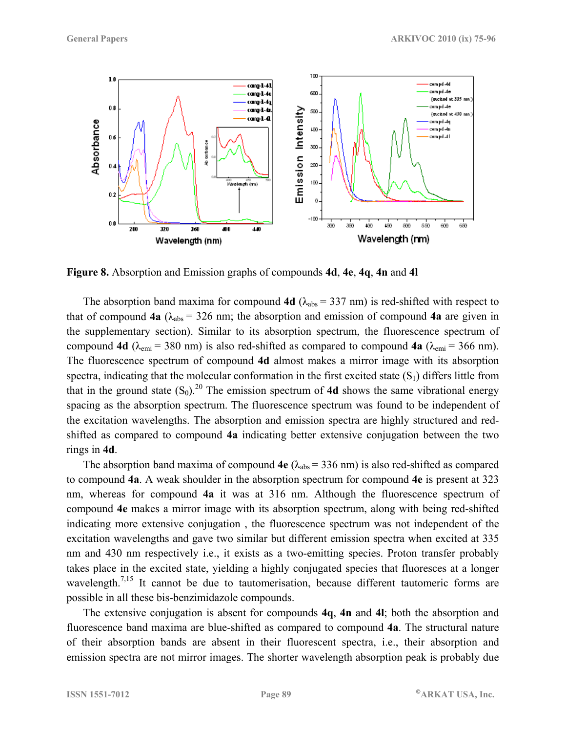**Figure 8.** Absorption and Emission graphs of compounds **4d**, **4e**, **4q**, **4n** and **4l**

The absorption band maxima for compound **4d** ($\lambda_{abs}$ = 337 nm) is red-shifted with respect to that of compound **4a** ($\lambda_{abs}$ = 326 nm; the absorption and emission of compound **4a** are given in the supplementary section). Similar to its absorption spectrum, the fluorescence spectrum of compound **4d** ($\lambda_{emi}$ = 380 nm) is also red-shifted as compared to compound **4a** ($\lambda_{emi}$ = 366 nm). The fluorescence spectrum of compound **4d** almost makes a mirror image with its absorption spectra, indicating that the molecular conformation in the first excited state ($S_1$) differs little from that in the ground state ($S_0$).[20] The emission spectrum of **4d** shows the same vibrational energy spacing as the absorption spectrum. The fluorescence spectrum was found to be independent of the excitation wavelengths. The absorption and emission spectra are highly structured and red-shifted as compared to compound **4a** indicating better extensive conjugation between the two rings in **4d**.

The absorption band maxima of compound **4e** ($\lambda_{abs}$ = 336 nm) is also red-shifted as compared to compound **4a**. A weak shoulder in the absorption spectrum for compound **4e** is present at 323 nm, whereas for compound **4a** it was at 316 nm. Although the fluorescence spectrum of compound **4e** makes a mirror image with its absorption spectrum, along with being red-shifted indicating more extensive conjugation , the fluorescence spectrum was not independent of the excitation wavelengths and gave two similar but different emission spectra when excited at 335 nm and 430 nm respectively i.e., it exists as a two-emitting species. Proton transfer probably takes place in the excited state, yielding a highly conjugated species that fluoresces at a longer wavelength.[7,15] It cannot be due to tautomerisation, because different tautomeric forms are possible in all these bis-benzimidazole compounds.

The extensive conjugation is absent for compounds **4q**, **4n** and **4l**; both the absorption and fluorescence band maxima are blue-shifted as compared to compound **4a**. The structural nature of their absorption bands are absent in their fluorescent spectra, i.e., their absorption and emission spectra are not mirror images. The shorter wavelength absorption peak is probably due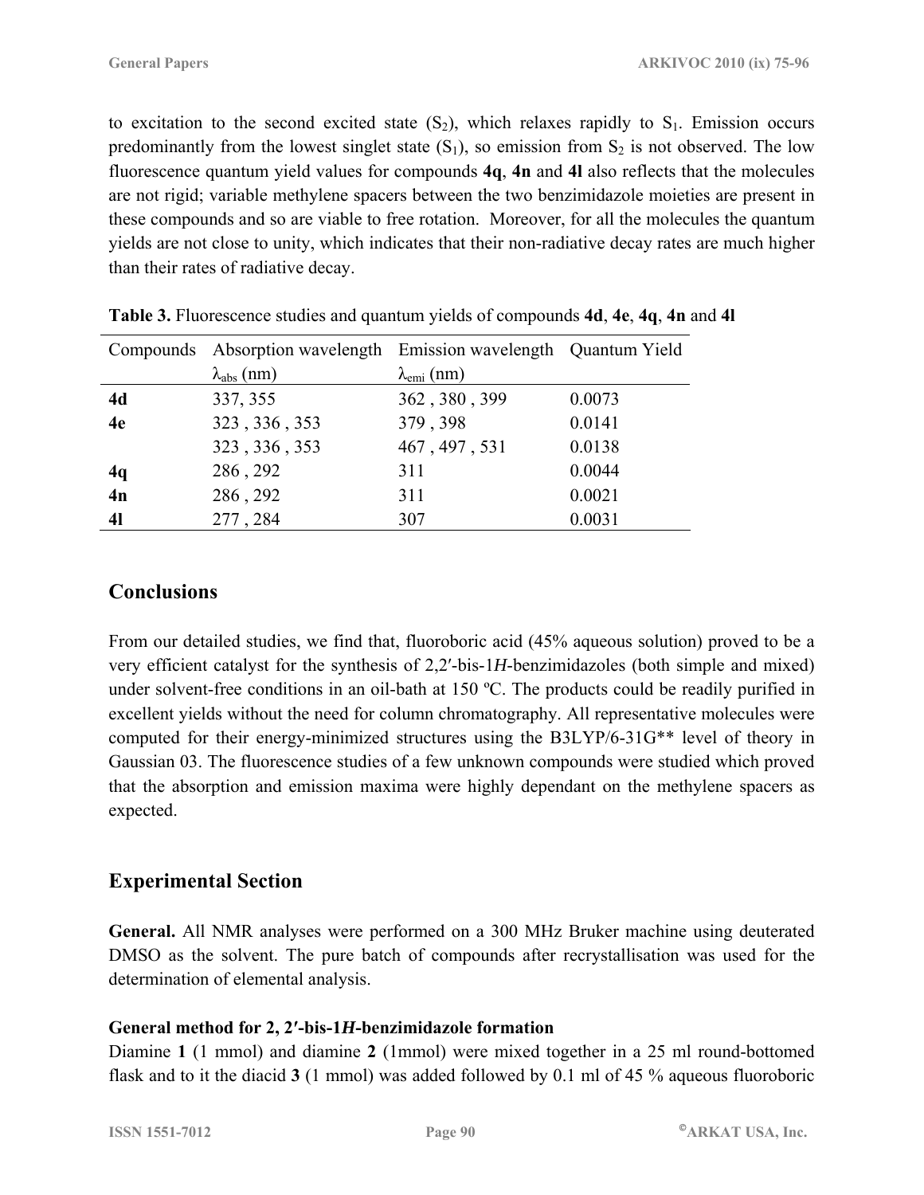to excitation to the second excited state ($S_2$), which relaxes rapidly to $S_1$. Emission occurs predominantly from the lowest singlet state ($S_1$), so emission from $S_2$ is not observed. The low fluorescence quantum yield values for compounds **4q**, **4n** and **4l** also reflects that the molecules are not rigid; variable methylene spacers between the two benzimidazole moieties are present in these compounds and so are viable to free rotation. Moreover, for all the molecules the quantum yields are not close to unity, which indicates that their non-radiative decay rates are much higher than their rates of radiative decay.

**Table 3.** Fluorescence studies and quantum yields of compounds **4d**, **4e**, **4q**, **4n** and **4l**

| Compounds | Absorption wavelength $\lambda_{abs}$ (nm) | Emission wavelength $\lambda_{emi}$ (nm) | Quantum Yield |
|---|---|---|---|
| **4d** | 337, 355 | 362 , 380 , 399 | 0.0073 |
| **4e** | 323 , 336 , 353 | 379 , 398 | 0.0141 |
| | 323 , 336 , 353 | 467 , 497 , 531 | 0.0138 |
| **4q** | 286 , 292 | 311 | 0.0044 |
| **4n** | 286 , 292 | 311 | 0.0021 |
| **4l** | 277 , 284 | 307 | 0.0031 |

## Conclusions

From our detailed studies, we find that, fluoroboric acid (45% aqueous solution) proved to be a very efficient catalyst for the synthesis of 2,2′-bis-1*H*-benzimidazoles (both simple and mixed) under solvent-free conditions in an oil-bath at 150 ºC. The products could be readily purified in excellent yields without the need for column chromatography. All representative molecules were computed for their energy-minimized structures using the B3LYP/6-31G** level of theory in Gaussian 03. The fluorescence studies of a few unknown compounds were studied which proved that the absorption and emission maxima were highly dependant on the methylene spacers as expected.

## Experimental Section

**General.** All NMR analyses were performed on a 300 MHz Bruker machine using deuterated DMSO as the solvent. The pure batch of compounds after recrystallisation was used for the determination of elemental analysis.

**General method for 2, 2′-bis-1*H*-benzimidazole formation**

Diamine **1** (1 mmol) and diamine **2** (1mmol) were mixed together in a 25 ml round-bottomed flask and to it the diacid **3** (1 mmol) was added followed by 0.1 ml of 45 % aqueous fluoroboric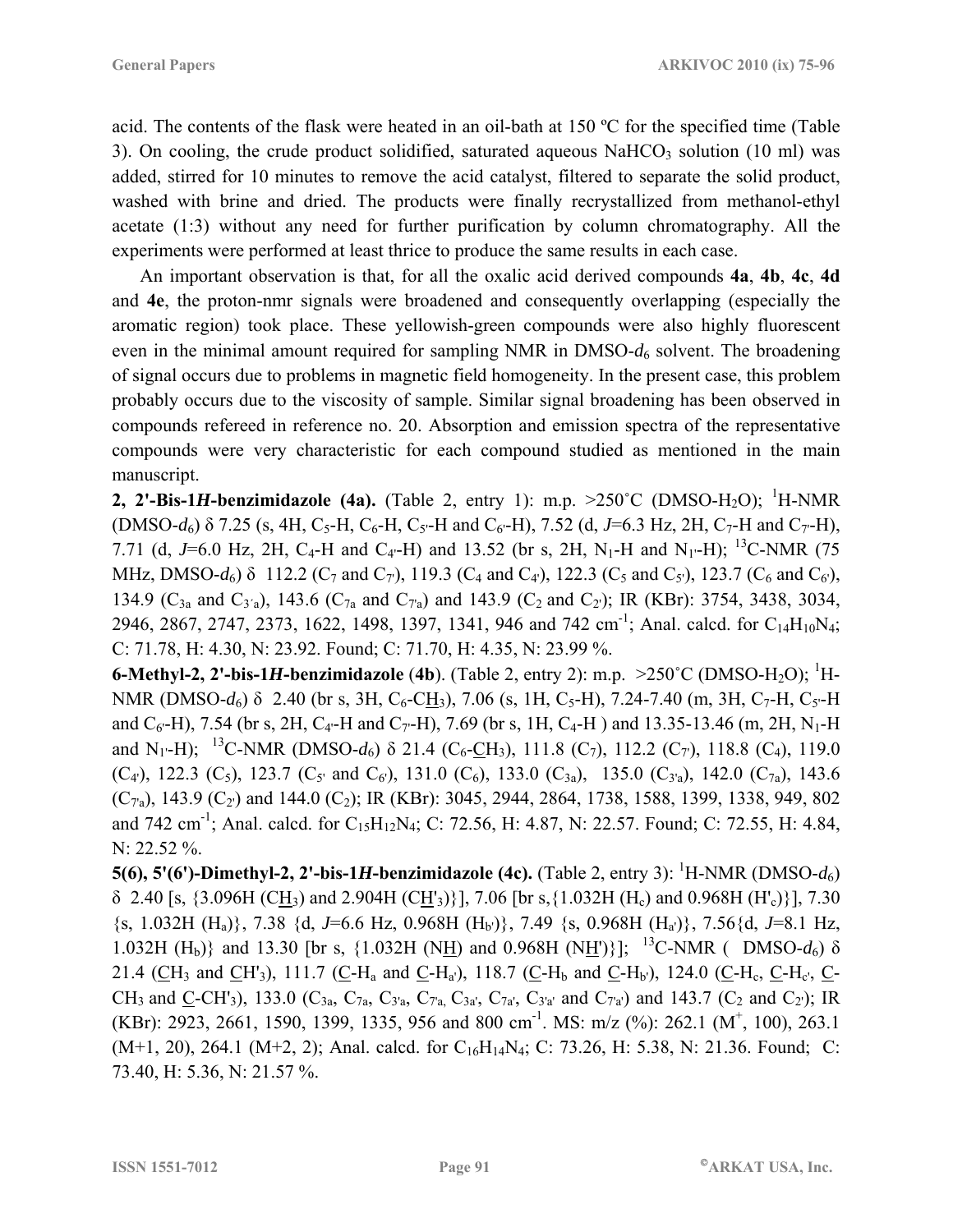acid. The contents of the flask were heated in an oil-bath at 150 ºC for the specified time (Table 3). On cooling, the crude product solidified, saturated aqueous $NaHCO_3$ solution (10 ml) was added, stirred for 10 minutes to remove the acid catalyst, filtered to separate the solid product, washed with brine and dried. The products were finally recrystallized from methanol-ethyl acetate (1:3) without any need for further purification by column chromatography. All the experiments were performed at least thrice to produce the same results in each case.

An important observation is that, for all the oxalic acid derived compounds **4a**, **4b**, **4c**, **4d** and **4e**, the proton-nmr signals were broadened and consequently overlapping (especially the aromatic region) took place. These yellowish-green compounds were also highly fluorescent even in the minimal amount required for sampling NMR in DMSO-$d_6$ solvent. The broadening of signal occurs due to problems in magnetic field homogeneity. In the present case, this problem probably occurs due to the viscosity of sample. Similar signal broadening has been observed in compounds refereed in reference no. 20. Absorption and emission spectra of the representative compounds were very characteristic for each compound studied as mentioned in the main manuscript.

**2, 2'-Bis-1*H*-benzimidazole (4a).** (Table 2, entry 1): m.p. >250˚C (DMSO-$H_2O$); $^1$H-NMR (DMSO-$d_6$) δ 7.25 (s, 4H, $C_5$-H, $C_6$-H, $C_{5'}$-H and $C_{6'}$-H), 7.52 (d, *J*=6.3 Hz, 2H, $C_7$-H and $C_{7'}$-H), 7.71 (d, *J*=6.0 Hz, 2H, $C_4$-H and $C_{4'}$-H) and 13.52 (br s, 2H, $N_1$-H and $N_{1'}$-H); $^{13}$C-NMR (75 MHz, DMSO-$d_6$) δ 112.2 ($C_7$ and $C_{7'}$), 119.3 ($C_4$ and $C_{4'}$), 122.3 ($C_5$ and $C_{5'}$), 123.7 ($C_6$ and $C_{6'}$), 134.9 ($C_{3a}$ and $C_{3'a}$), 143.6 ($C_{7a}$ and $C_{7'a}$) and 143.9 ($C_2$ and $C_{2'}$); IR (KBr): 3754, 3438, 3034, 2946, 2867, 2747, 2373, 1622, 1498, 1397, 1341, 946 and 742 cm$^{-1}$; Anal. calcd. for $C_{14}H_{10}N_4$; C: 71.78, H: 4.30, N: 23.92. Found; C: 71.70, H: 4.35, N: 23.99 %.

**6-Methyl-2, 2'-bis-1*H*-benzimidazole (4b).** (Table 2, entry 2): m.p. >250˚C (DMSO-$H_2O$); $^1$H-NMR (DMSO-$d_6$) δ 2.40 (br s, 3H, $C_6$-C$\underline{H}_3$), 7.06 (s, 1H, $C_5$-H), 7.24-7.40 (m, 3H, $C_7$-H, $C_{5'}$-H and $C_{6'}$-H), 7.54 (br s, 2H, $C_{4'}$-H and $C_{7'}$-H), 7.69 (br s, 1H, $C_4$-H ) and 13.35-13.46 (m, 2H, $N_1$-H and $N_{1'}$-H); $^{13}$C-NMR (DMSO-$d_6$) δ 21.4 ($C_6$-$\underline{C}H_3$), 111.8 ($C_7$), 112.2 ($C_{7'}$), 118.8 ($C_4$), 119.0 ($C_{4'}$), 122.3 ($C_5$), 123.7 ($C_{5'}$ and $C_{6'}$), 131.0 ($C_6$), 133.0 ($C_{3a}$), 135.0 ($C_{3'a}$), 142.0 ($C_{7a}$), 143.6 ($C_{7'a}$), 143.9 ($C_{2'}$) and 144.0 ($C_2$); IR (KBr): 3045, 2944, 2864, 1738, 1588, 1399, 1338, 949, 802 and 742 cm$^{-1}$; Anal. calcd. for $C_{15}H_{12}N_4$; C: 72.56, H: 4.87, N: 22.57. Found; C: 72.55, H: 4.84, N: 22.52 %.

**5(6), 5'(6')-Dimethyl-2, 2'-bis-1*H*-benzimidazole (4c).** (Table 2, entry 3): $^1$H-NMR (DMSO-$d_6$) δ 2.40 [s, {3.096H (C$\underline{H}_3$) and 2.904H (C$\underline{H}'_3$)}], 7.06 [br s,{1.032H ($H_c$) and 0.968H ($H'_c$)}], 7.30 {s, 1.032H ($H_a$)}, 7.38 {d, *J*=6.6 Hz, 0.968H ($H_{b'}$)}, 7.49 {s, 0.968H ($H_{a'}$)}, 7.56{d, *J*=8.1 Hz, 1.032H ($H_b$)} and 13.30 [br s, {1.032H (N$\underline{H}$) and 0.968H (N$\underline{H}'$)}]; $^{13}$C-NMR ( DMSO-$d_6$) δ 21.4 ($\underline{C}H_3$ and $\underline{C}H'_3$), 111.7 ($\underline{C}$-$H_a$ and $\underline{C}$-$H_{a'}$), 118.7 ($\underline{C}$-$H_b$ and $\underline{C}$-$H_{b'}$), 124.0 ($\underline{C}$-$H_c$, $\underline{C}$-$H_{c'}$, $\underline{C}$-$CH_3$ and $\underline{C}$-$CH'_3$), 133.0 ($C_{3a}$, $C_{7a}$, $C_{3'a}$, $C_{7'a}$, $C_{3a'}$, $C_{7a'}$, $C_{3'a'}$ and $C_{7'a'}$) and 143.7 ($C_2$ and $C_{2'}$); IR (KBr): 2923, 2661, 1590, 1399, 1335, 956 and 800 cm$^{-1}$. MS: m/z (%): 262.1 ($M^+$, 100), 263.1 (M+1, 20), 264.1 (M+2, 2); Anal. calcd. for $C_{16}H_{14}N_4$; C: 73.26, H: 5.38, N: 21.36. Found; C: 73.40, H: 5.36, N: 21.57 %.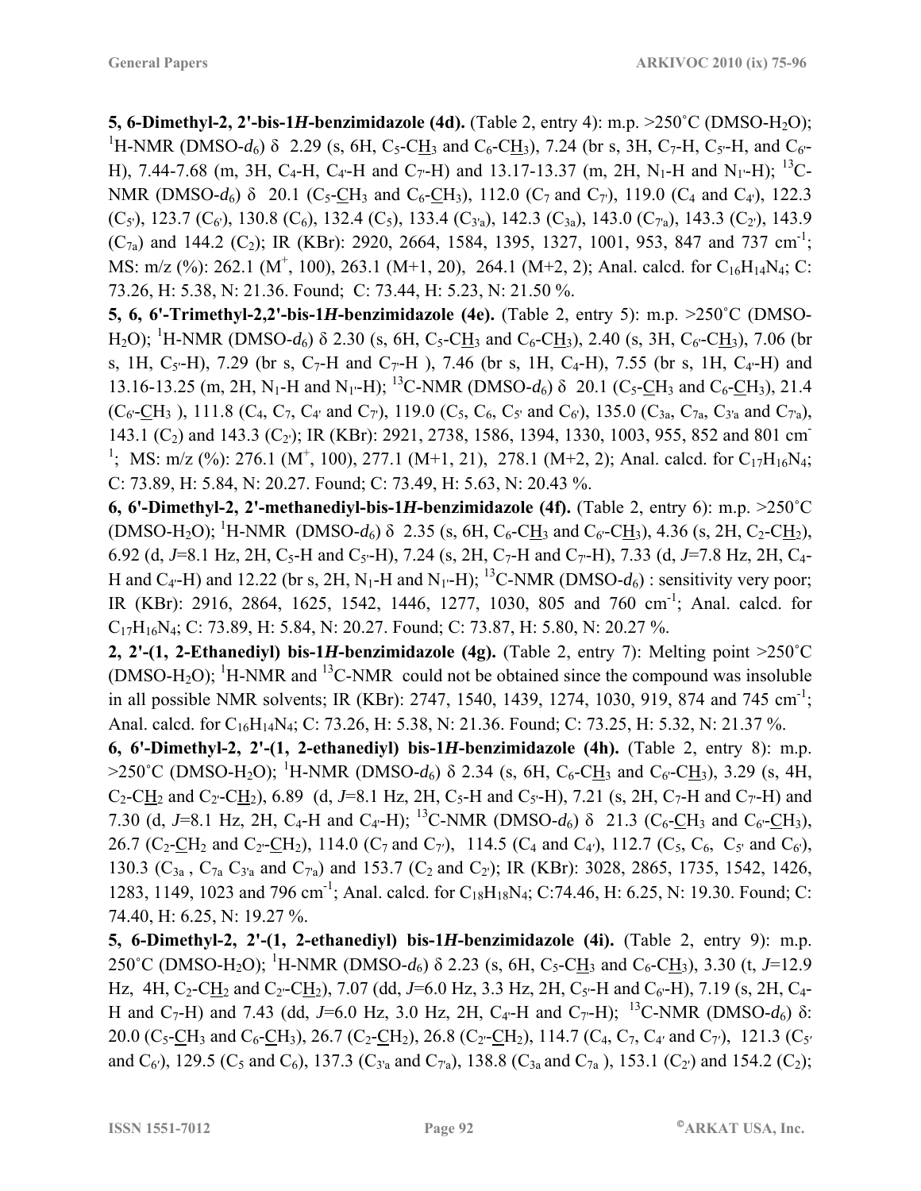**5, 6-Dimethyl-2, 2'-bis-1*H*-benzimidazole (4d).** (Table 2, entry 4): m.p. >250˚C (DMSO-$H_2O$); $^1$H-NMR (DMSO-$d_6$) δ 2.29 (s, 6H, $C_5$-C$\underline{H}_3$ and $C_6$-C$\underline{H}_3$), 7.24 (br s, 3H, $C_7$-H, $C_{5'}$-H, and $C_{6'}$-H), 7.44-7.68 (m, 3H, $C_4$-H, $C_{4'}$-H and $C_{7'}$-H) and 13.17-13.37 (m, 2H, $N_1$-H and $N_{1'}$-H); $^{13}$C-NMR (DMSO-$d_6$) δ 20.1 ($C_5$-$\underline{C}H_3$ and $C_6$-$\underline{C}H_3$), 112.0 ($C_7$ and $C_{7'}$), 119.0 ($C_4$ and $C_{4'}$), 122.3 ($C_{5'}$), 123.7 ($C_{6'}$), 130.8 ($C_6$), 132.4 ($C_5$), 133.4 ($C_{3'a}$), 142.3 ($C_{3a}$), 143.0 ($C_{7'a}$), 143.3 ($C_{2'}$), 143.9 ($C_{7a}$) and 144.2 ($C_2$); IR (KBr): 2920, 2664, 1584, 1395, 1327, 1001, 953, 847 and 737 cm$^{-1}$; MS: m/z (%): 262.1 ($M^+$, 100), 263.1 (M+1, 20), 264.1 (M+2, 2); Anal. calcd. for $C_{16}H_{14}N_4$; C: 73.26, H: 5.38, N: 21.36. Found; C: 73.44, H: 5.23, N: 21.50 %.

**5, 6, 6'-Trimethyl-2,2'-bis-1*H*-benzimidazole (4e).** (Table 2, entry 5): m.p. >250˚C (DMSO-$H_2O$); $^1$H-NMR (DMSO-$d_6$) δ 2.30 (s, 6H, $C_5$-C$\underline{H}_3$ and $C_6$-C$\underline{H}_3$), 2.40 (s, 3H, $C_{6'}$-C$\underline{H}_3$), 7.06 (br s, 1H, $C_{5'}$-H), 7.29 (br s, $C_7$-H and $C_{7'}$-H ), 7.46 (br s, 1H, $C_4$-H), 7.55 (br s, 1H, $C_{4'}$-H) and 13.16-13.25 (m, 2H, $N_1$-H and $N_{1'}$-H); $^{13}$C-NMR (DMSO-$d_6$) δ 20.1 ($C_5$-$\underline{C}H_3$ and $C_6$-$\underline{C}H_3$), 21.4 ($C_{6'}$-$\underline{C}H_3$ ), 111.8 ($C_4$, $C_7$, $C_{4'}$ and $C_{7'}$), 119.0 ($C_5$, $C_6$, $C_{5'}$ and $C_{6'}$), 135.0 ($C_{3a}$, $C_{7a}$, $C_{3'a}$ and $C_{7'a}$), 143.1 ($C_2$) and 143.3 ($C_{2'}$); IR (KBr): 2921, 2738, 1586, 1394, 1330, 1003, 955, 852 and 801 cm$^{-1}$; MS: m/z (%): 276.1 ($M^+$, 100), 277.1 (M+1, 21), 278.1 (M+2, 2); Anal. calcd. for $C_{17}H_{16}N_4$; C: 73.89, H: 5.84, N: 20.27. Found; C: 73.49, H: 5.63, N: 20.43 %.

**6, 6'-Dimethyl-2, 2'-methanediyl-bis-1*H*-benzimidazole (4f).** (Table 2, entry 6): m.p. >250˚C (DMSO-$H_2O$); $^1$H-NMR (DMSO-$d_6$) δ 2.35 (s, 6H, $C_6$-C$\underline{H}_3$ and $C_{6'}$-C$\underline{H}_3$), 4.36 (s, 2H, $C_2$-C$\underline{H}_2$), 6.92 (d, *J*=8.1 Hz, 2H, $C_5$-H and $C_{5'}$-H), 7.24 (s, 2H, $C_7$-H and $C_{7'}$-H), 7.33 (d, *J*=7.8 Hz, 2H, $C_4$-H and $C_{4'}$-H) and 12.22 (br s, 2H, $N_1$-H and $N_{1'}$-H); $^{13}$C-NMR (DMSO-$d_6$) : sensitivity very poor; IR (KBr): 2916, 2864, 1625, 1542, 1446, 1277, 1030, 805 and 760 cm$^{-1}$; Anal. calcd. for $C_{17}H_{16}N_4$; C: 73.89, H: 5.84, N: 20.27. Found; C: 73.87, H: 5.80, N: 20.27 %.

**2, 2'-(1, 2-Ethanediyl) bis-1*H*-benzimidazole (4g).** (Table 2, entry 7): Melting point >250˚C (DMSO-$H_2O$); $^1$H-NMR and $^{13}$C-NMR could not be obtained since the compound was insoluble in all possible NMR solvents; IR (KBr): 2747, 1540, 1439, 1274, 1030, 919, 874 and 745 cm$^{-1}$; Anal. calcd. for $C_{16}H_{14}N_4$; C: 73.26, H: 5.38, N: 21.36. Found; C: 73.25, H: 5.32, N: 21.37 %.

**6, 6'-Dimethyl-2, 2'-(1, 2-ethanediyl) bis-1*H*-benzimidazole (4h).** (Table 2, entry 8): m.p. >250˚C (DMSO-$H_2O$); $^1$H-NMR (DMSO-$d_6$) δ 2.34 (s, 6H, $C_6$-C$\underline{H}_3$ and $C_{6'}$-C$\underline{H}_3$), 3.29 (s, 4H, $C_2$-C$\underline{H}_2$ and $C_{2'}$-C$\underline{H}_2$), 6.89 (d, *J*=8.1 Hz, 2H, $C_5$-H and $C_{5'}$-H), 7.21 (s, 2H, $C_7$-H and $C_{7'}$-H) and 7.30 (d, *J*=8.1 Hz, 2H, $C_4$-H and $C_{4'}$-H); $^{13}$C-NMR (DMSO-$d_6$) δ 21.3 ($C_6$-$\underline{C}H_3$ and $C_{6'}$-$\underline{C}H_3$), 26.7 ($C_2$-$\underline{C}H_2$ and $C_{2'}$-$\underline{C}H_2$), 114.0 ($C_7$ and $C_{7'}$), 114.5 ($C_4$ and $C_{4'}$), 112.7 ($C_5$, $C_6$, $C_{5'}$ and $C_{6'}$), 130.3 ($C_{3a}$ , $C_{7a}$ $C_{3'a}$ and $C_{7'a}$) and 153.7 ($C_2$ and $C_{2'}$); IR (KBr): 3028, 2865, 1735, 1542, 1426, 1283, 1149, 1023 and 796 cm$^{-1}$; Anal. calcd. for $C_{18}H_{18}N_4$; C:74.46, H: 6.25, N: 19.30. Found; C: 74.40, H: 6.25, N: 19.27 %.

**5, 6-Dimethyl-2, 2'-(1, 2-ethanediyl) bis-1*H*-benzimidazole (4i).** (Table 2, entry 9): m.p. 250˚C (DMSO-$H_2O$); $^1$H-NMR (DMSO-$d_6$) δ 2.23 (s, 6H, $C_5$-C$\underline{H}_3$ and $C_6$-C$\underline{H}_3$), 3.30 (t, *J*=12.9 Hz, 4H, $C_2$-C$\underline{H}_2$ and $C_{2'}$-C$\underline{H}_2$), 7.07 (dd, *J*=6.0 Hz, 3.3 Hz, 2H, $C_{5'}$-H and $C_{6'}$-H), 7.19 (s, 2H, $C_4$-H and $C_7$-H) and 7.43 (dd, *J*=6.0 Hz, 3.0 Hz, 2H, $C_{4'}$-H and $C_{7'}$-H); $^{13}$C-NMR (DMSO-$d_6$) δ: 20.0 ($C_5$-$\underline{C}H_3$ and $C_6$-$\underline{C}H_3$), 26.7 ($C_2$-$\underline{C}H_2$), 26.8 ($C_{2'}$-$\underline{C}H_2$), 114.7 ($C_4$, $C_7$, $C_{4'}$ and $C_{7'}$), 121.3 ($C_{5'}$ and $C_{6'}$), 129.5 ($C_5$ and $C_6$), 137.3 ($C_{3'a}$ and $C_{7'a}$), 138.8 ($C_{3a}$ and $C_{7a}$ ), 153.1 ($C_{2'}$) and 154.2 ($C_2$);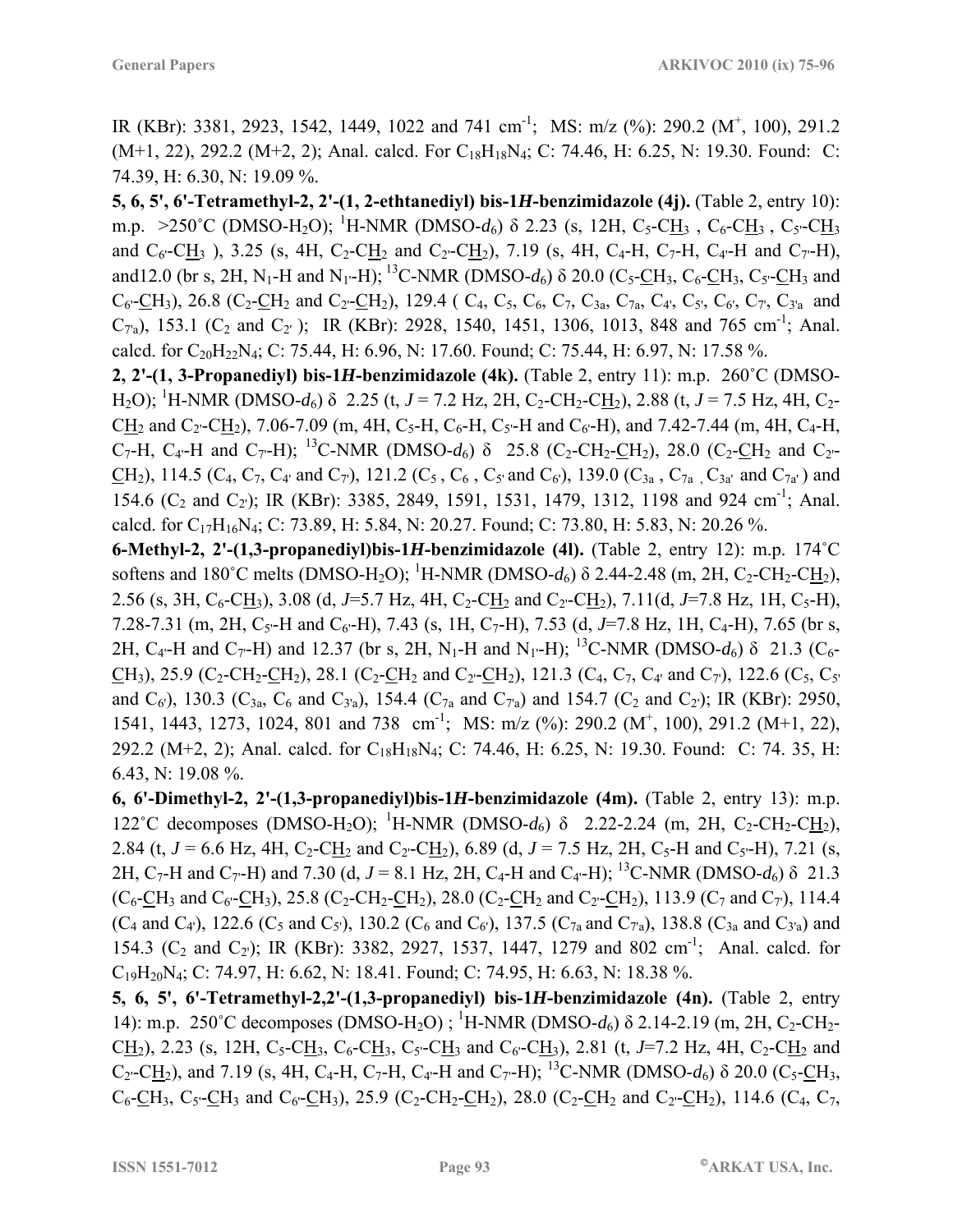IR (KBr): 3381, 2923, 1542, 1449, 1022 and 741 cm$^{-1}$; MS: m/z (%): 290.2 (M$^+$, 100), 291.2 (M+1, 22), 292.2 (M+2, 2); Anal. calcd. For $C_{18}H_{18}N_4$; C: 74.46, H: 6.25, N: 19.30. Found: C: 74.39, H: 6.30, N: 19.09 %.

**5, 6, 5', 6'-Tetramethyl-2, 2'-(1, 2-ethtanediyl) bis-1*H*-benzimidazole (4j).** (Table 2, entry 10): m.p. >250˚C (DMSO-$H_2O$); $^1$H-NMR (DMSO-$d_6$) δ 2.23 (s, 12H, $C_5$-C$\underline{H}_3$ , $C_6$-C$\underline{H}_3$ , $C_{5'}$-C$\underline{H}_3$ and $C_{6'}$-C$\underline{H}_3$ ), 3.25 (s, 4H, $C_2$-C$\underline{H}_2$ and $C_{2'}$-C$\underline{H}_2$), 7.19 (s, 4H, $C_4$-H, $C_7$-H, $C_{4'}$-H and $C_{7'}$-H), and12.0 (br s, 2H, $N_1$-H and $N_{1'}$-H); $^{13}$C-NMR (DMSO-$d_6$) δ 20.0 ($C_5$-$\underline{C}H_3$, $C_6$-$\underline{C}H_3$, $C_{5'}$-$\underline{C}H_3$ and $C_{6'}$-$\underline{C}H_3$), 26.8 ($C_2$-$\underline{C}H_2$ and $C_{2'}$-$\underline{C}H_2$), 129.4 ( $C_4$, $C_5$, $C_6$, $C_7$, $C_{3a}$, $C_{7a}$, $C_{4'}$, $C_{5'}$, $C_{6'}$, $C_{7'}$, $C_{3'a}$ and $C_{7'a}$), 153.1 ($C_2$ and $C_{2'}$ ); IR (KBr): 2928, 1540, 1451, 1306, 1013, 848 and 765 cm$^{-1}$; Anal. calcd. for $C_{20}H_{22}N_4$; C: 75.44, H: 6.96, N: 17.60. Found; C: 75.44, H: 6.97, N: 17.58 %.

**2, 2'-(1, 3-Propanediyl) bis-1*H*-benzimidazole (4k).** (Table 2, entry 11): m.p. 260˚C (DMSO-$H_2O$); $^1$H-NMR (DMSO-$d_6$) δ 2.25 (t, $J$ = 7.2 Hz, 2H, $C_2$-$CH_2$-C$\underline{H}_2$), 2.88 (t, $J$ = 7.5 Hz, 4H, $C_2$-C$\underline{H}_2$ and $C_{2'}$-C$\underline{H}_2$), 7.06-7.09 (m, 4H, $C_5$-H, $C_6$-H, $C_{5'}$-H and $C_{6'}$-H), and 7.42-7.44 (m, 4H, $C_4$-H, $C_7$-H, $C_{4'}$-H and $C_{7'}$-H); $^{13}$C-NMR (DMSO-$d_6$) δ 25.8 ($C_2$-$CH_2$-$\underline{C}H_2$), 28.0 ($C_2$-$\underline{C}H_2$ and $C_{2'}$-$\underline{C}H_2$), 114.5 ($C_4$, $C_7$, $C_{4'}$ and $C_{7'}$), 121.2 ($C_5$ , $C_6$ , $C_{5'}$ and $C_{6'}$), 139.0 ($C_{3a}$ , $C_{7a}$ , $C_{3a'}$ and $C_{7a'}$ ) and 154.6 ($C_2$ and $C_{2'}$); IR (KBr): 3385, 2849, 1591, 1531, 1479, 1312, 1198 and 924 cm$^{-1}$; Anal. calcd. for $C_{17}H_{16}N_4$; C: 73.89, H: 5.84, N: 20.27. Found; C: 73.80, H: 5.83, N: 20.26 %.

**6-Methyl-2, 2'-(1,3-propanediyl)bis-1*H*-benzimidazole (4l).** (Table 2, entry 12): m.p. 174˚C softens and 180˚C melts (DMSO-$H_2O$); $^1$H-NMR (DMSO-$d_6$) δ 2.44-2.48 (m, 2H, $C_2$-$CH_2$-C$\underline{H}_2$), 2.56 (s, 3H, $C_6$-C$\underline{H}_3$), 3.08 (d, $J$=5.7 Hz, 4H, $C_2$-C$\underline{H}_2$ and $C_{2'}$-C$\underline{H}_2$), 7.11(d, $J$=7.8 Hz, 1H, $C_5$-H), 7.28-7.31 (m, 2H, $C_{5'}$-H and $C_{6'}$-H), 7.43 (s, 1H, $C_7$-H), 7.53 (d, $J$=7.8 Hz, 1H, $C_4$-H), 7.65 (br s, 2H, $C_{4'}$-H and $C_{7'}$-H) and 12.37 (br s, 2H, $N_1$-H and $N_{1'}$-H); $^{13}$C-NMR (DMSO-$d_6$) δ 21.3 ($C_6$-$\underline{C}H_3$), 25.9 ($C_2$-$CH_2$-$\underline{C}H_2$), 28.1 ($C_2$-$\underline{C}H_2$ and $C_{2'}$-$\underline{C}H_2$), 121.3 ($C_4$, $C_7$, $C_{4'}$ and $C_{7'}$), 122.6 ($C_5$, $C_{5'}$ and $C_{6'}$), 130.3 ($C_{3a}$, $C_6$ and $C_{3'a}$), 154.4 ($C_{7a}$ and $C_{7'a}$) and 154.7 ($C_2$ and $C_{2'}$); IR (KBr): 2950, 1541, 1443, 1273, 1024, 801 and 738 cm$^{-1}$; MS: m/z (%): 290.2 (M$^+$, 100), 291.2 (M+1, 22), 292.2 (M+2, 2); Anal. calcd. for $C_{18}H_{18}N_4$; C: 74.46, H: 6.25, N: 19.30. Found: C: 74. 35, H: 6.43, N: 19.08 %.

**6, 6'-Dimethyl-2, 2'-(1,3-propanediyl)bis-1*H*-benzimidazole (4m).** (Table 2, entry 13): m.p. 122˚C decomposes (DMSO-$H_2O$); $^1$H-NMR (DMSO-$d_6$) δ 2.22-2.24 (m, 2H, $C_2$-$CH_2$-C$\underline{H}_2$), 2.84 (t, $J$ = 6.6 Hz, 4H, $C_2$-C$\underline{H}_2$ and $C_{2'}$-C$\underline{H}_2$), 6.89 (d, $J$ = 7.5 Hz, 2H, $C_5$-H and $C_{5'}$-H), 7.21 (s, 2H, $C_7$-H and $C_{7'}$-H) and 7.30 (d, $J$ = 8.1 Hz, 2H, $C_4$-H and $C_{4'}$-H); $^{13}$C-NMR (DMSO-$d_6$) δ 21.3 ($C_6$-$\underline{C}H_3$ and $C_{6'}$-$\underline{C}H_3$), 25.8 ($C_2$-$CH_2$-$\underline{C}H_2$), 28.0 ($C_2$-$\underline{C}H_2$ and $C_{2'}$-$\underline{C}H_2$), 113.9 ($C_7$ and $C_{7'}$), 114.4 ($C_4$ and $C_{4'}$), 122.6 ($C_5$ and $C_{5'}$), 130.2 ($C_6$ and $C_{6'}$), 137.5 ($C_{7a}$ and $C_{7'a}$), 138.8 ($C_{3a}$ and $C_{3'a}$) and 154.3 ($C_2$ and $C_{2'}$); IR (KBr): 3382, 2927, 1537, 1447, 1279 and 802 cm$^{-1}$; Anal. calcd. for $C_{19}H_{20}N_4$; C: 74.97, H: 6.62, N: 18.41. Found; C: 74.95, H: 6.63, N: 18.38 %.

**5, 6, 5', 6'-Tetramethyl-2,2'-(1,3-propanediyl) bis-1*H*-benzimidazole (4n).** (Table 2, entry 14): m.p. 250˚C decomposes (DMSO-$H_2O$) ; $^1$H-NMR (DMSO-$d_6$) δ 2.14-2.19 (m, 2H, $C_2$-$CH_2$-C$\underline{H}_2$), 2.23 (s, 12H, $C_5$-C$\underline{H}_3$, $C_6$-C$\underline{H}_3$, $C_{5'}$-C$\underline{H}_3$ and $C_{6'}$-C$\underline{H}_3$), 2.81 (t, $J$=7.2 Hz, 4H, $C_2$-C$\underline{H}_2$ and $C_{2'}$-C$\underline{H}_2$), and 7.19 (s, 4H, $C_4$-H, $C_7$-H, $C_{4'}$-H and $C_{7'}$-H); $^{13}$C-NMR (DMSO-$d_6$) δ 20.0 ($C_5$-$\underline{C}H_3$, $C_6$-$\underline{C}H_3$, $C_{5'}$-$\underline{C}H_3$ and $C_{6'}$-$\underline{C}H_3$), 25.9 ($C_2$-$CH_2$-$\underline{C}H_2$), 28.0 ($C_2$-$\underline{C}H_2$ and $C_{2'}$-$\underline{C}H_2$), 114.6 ($C_4$, $C_7$,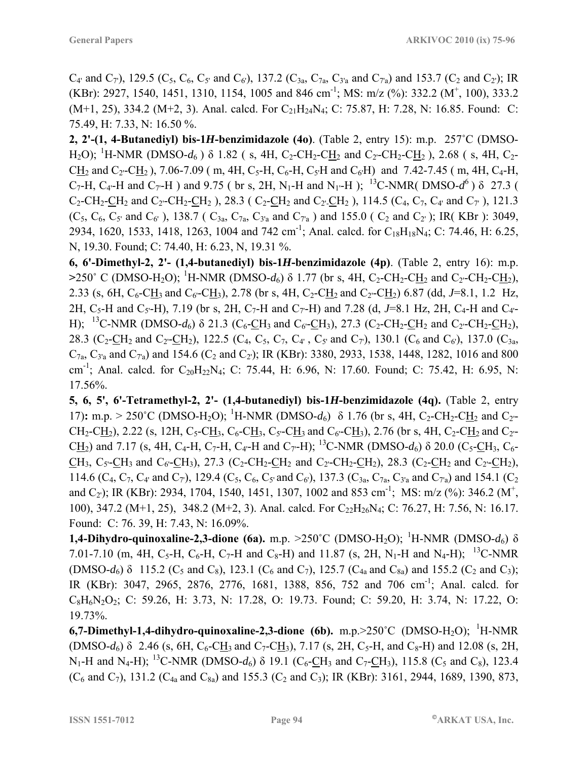$C_{4'}$ and $C_{7'}$), 129.5 ($C_5$, $C_6$, $C_{5'}$ and $C_{6'}$), 137.2 ($C_{3a}$, $C_{7a}$, $C_{3'a}$ and $C_{7'a}$) and 153.7 ($C_2$ and $C_{2'}$); IR (KBr): 2927, 1540, 1451, 1310, 1154, 1005 and 846 $cm^{-1}$; MS: m/z (%): 332.2 ($M^+$, 100), 333.2 (M+1, 25), 334.2 (M+2, 3). Anal. calcd. For $C_{21}H_{24}N_4$; C: 75.87, H: 7.28, N: 16.85. Found: C: 75.49, H: 7.33, N: 16.50 %.

**2, 2'-(1, 4-Butanediyl) bis-1*H*-benzimidazole (4o)**. (Table 2, entry 15): m.p. 257˚C (DMSO-$H_2O$); $^1$H-NMR (DMSO-$d_6$ ) δ 1.82 ( s, 4H, $C_2$-$CH_2$-$\underline{CH_2}$ and $C_{2'}$-$CH_2$-$\underline{CH_2}$ ), 2.68 ( s, 4H, $C_2$-$\underline{CH_2}$ and $C_{2'}$-$\underline{CH_2}$ ), 7.06-7.09 ( m, 4H, $C_5$-H, $C_6$-H, $C_{5'}$H and $C_{6'}$H) and 7.42-7.45 ( m, 4H, $C_4$-H, $C_7$-H, $C_{4'}$-H and $C_{7'}$-H ) and 9.75 ( br s, 2H, $N_1$-H and $N_{1'}$-H ); $^{13}$C-NMR( DMSO-$d^6$ ) δ 27.3 ( $C_2$-$CH_2$-$\underline{CH_2}$ and $C_{2'}$-$CH_2$-$\underline{CH_2}$ ), 28.3 ( $C_2$-$\underline{CH_2}$ and $C_{2'}$.$\underline{CH_2}$ ), 114.5 ($C_4$, $C_7$, $C_{4'}$ and $C_{7'}$ ), 121.3 ($C_5$, $C_6$, $C_{5'}$ and $C_{6'}$ ), 138.7 ( $C_{3a}$, $C_{7a}$, $C_{3'a}$ and $C_{7'a}$ ) and 155.0 ( $C_2$ and $C_{2'}$ ); IR( KBr ): 3049, 2934, 1620, 1533, 1418, 1263, 1004 and 742 $cm^{-1}$; Anal. calcd. for $C_{18}H_{18}N_4$; C: 74.46, H: 6.25, N, 19.30. Found; C: 74.40, H: 6.23, N, 19.31 %.

**6, 6'-Dimethyl-2, 2'- (1,4-butanediyl) bis-1*H*-benzimidazole (4p)**. (Table 2, entry 16): m.p. >250˚ C (DMSO-$H_2O$); $^1$H-NMR (DMSO-$d_6$) δ 1.77 (br s, 4H, $C_2$-$CH_2$-$\underline{CH_2}$ and $C_{2'}$-$CH_2$-$\underline{CH_2}$), 2.33 (s, 6H, $C_6$-$\underline{CH_3}$ and $C_{6'}$-$\underline{CH_3}$), 2.78 (br s, 4H, $C_2$-$\underline{CH_2}$ and $C_{2'}$-$\underline{CH_2}$) 6.87 (dd, *J*=8.1, 1.2 Hz, 2H, $C_5$-H and $C_{5'}$-H), 7.19 (br s, 2H, $C_7$-H and $C_{7'}$-H) and 7.28 (d, *J*=8.1 Hz, 2H, $C_4$-H and $C_{4'}$-H); $^{13}$C-NMR (DMSO-$d_6$) δ 21.3 ($C_6$-$\underline{CH_3}$ and $C_{6'}$-$\underline{CH_3}$), 27.3 ($C_2$-$CH_2$-$\underline{CH_2}$ and $C_{2'}$-$CH_2$-$\underline{CH_2}$), 28.3 ($C_2$-$\underline{CH_2}$ and $C_{2'}$-$\underline{CH_2}$), 122.5 ($C_4$, $C_5$, $C_7$, $C_{4'}$ , $C_{5'}$ and $C_{7'}$), 130.1 ($C_6$ and $C_{6'}$), 137.0 ($C_{3a}$, $C_{7a}$, $C_{3'a}$ and $C_{7'a}$) and 154.6 ($C_2$ and $C_{2'}$); IR (KBr): 3380, 2933, 1538, 1448, 1282, 1016 and 800 $cm^{-1}$; Anal. calcd. for $C_{20}H_{22}N_4$; C: 75.44, H: 6.96, N: 17.60. Found; C: 75.42, H: 6.95, N: 17.56%.

**5, 6, 5', 6'-Tetramethyl-2, 2'- (1,4-butanediyl) bis-1*H*-benzimidazole (4q).** (Table 2, entry 17)**:** m.p. > 250˚C (DMSO-$H_2O$); $^1$H-NMR (DMSO-$d_6$) δ 1.76 (br s, 4H, $C_2$-$CH_2$-$\underline{CH_2}$ and $C_{2'}$-$CH_2$-$\underline{CH_2}$), 2.22 (s, 12H, $C_5$-$\underline{CH_3}$, $C_6$-$\underline{CH_3}$, $C_{5'}$-$\underline{CH_3}$ and $C_{6'}$-$\underline{CH_3}$), 2.76 (br s, 4H, $C_2$-$\underline{CH_2}$ and $C_{2'}$-$\underline{CH_2}$) and 7.17 (s, 4H, $C_4$-H, $C_7$-H, $C_{4'}$-H and $C_{7'}$-H); $^{13}$C-NMR (DMSO-$d_6$) δ 20.0 ($C_5$-$\underline{CH_3}$, $C_6$-$\underline{CH_3}$, $C_{5'}$-$\underline{CH_3}$ and $C_{6'}$-$\underline{CH_3}$), 27.3 ($C_2$-$CH_2$-$\underline{CH_2}$ and $C_{2'}$-$CH_2$-$\underline{CH_2}$), 28.3 ($C_2$-$\underline{CH_2}$ and $C_{2'}$-$\underline{CH_2}$), 114.6 ($C_4$, $C_7$, $C_{4'}$ and $C_{7'}$), 129.4 ($C_5$, $C_6$, $C_{5'}$ and $C_{6'}$), 137.3 ($C_{3a}$, $C_{7a}$, $C_{3'a}$ and $C_{7'a}$) and 154.1 ($C_2$ and $C_{2'}$); IR (KBr): 2934, 1704, 1540, 1451, 1307, 1002 and 853 $cm^{-1}$; MS: m/z (%): 346.2 ($M^+$, 100), 347.2 (M+1, 25), 348.2 (M+2, 3). Anal. calcd. For $C_{22}H_{26}N_4$; C: 76.27, H: 7.56, N: 16.17. Found: C: 76. 39, H: 7.43, N: 16.09%.

**1,4-Dihydro-quinoxaline-2,3-dione (6a).** m.p. >250˚C (DMSO-$H_2O$); $^1$H-NMR (DMSO-$d_6$) δ 7.01-7.10 (m, 4H, $C_5$-H, $C_6$-H, $C_7$-H and $C_8$-H) and 11.87 (s, 2H, $N_1$-H and $N_4$-H); $^{13}$C-NMR (DMSO-$d_6$) δ 115.2 ($C_5$ and $C_8$), 123.1 ($C_6$ and $C_7$), 125.7 ($C_{4a}$ and $C_{8a}$) and 155.2 ($C_2$ and $C_3$); IR (KBr): 3047, 2965, 2876, 2776, 1681, 1388, 856, 752 and 706 $cm^{-1}$; Anal. calcd. for $C_8H_6N_2O_2$; C: 59.26, H: 3.73, N: 17.28, O: 19.73. Found: C: 59.20, H: 3.74, N: 17.22, O: 19.73%.

**6,7-Dimethyl-1,4-dihydro-quinoxaline-2,3-dione (6b).** m.p.>250˚C (DMSO-$H_2O$); $^1$H-NMR (DMSO-$d_6$) δ 2.46 (s, 6H, $C_6$-$\underline{CH_3}$ and $C_7$-$\underline{CH_3}$), 7.17 (s, 2H, $C_5$-H, and $C_8$-H) and 12.08 (s, 2H, $N_1$-H and $N_4$-H); $^{13}$C-NMR (DMSO-$d_6$) δ 19.1 ($C_6$-$\underline{CH_3}$ and $C_7$-$\underline{CH_3}$), 115.8 ($C_5$ and $C_8$), 123.4 ($C_6$ and $C_7$), 131.2 ($C_{4a}$ and $C_{8a}$) and 155.3 ($C_2$ and $C_3$); IR (KBr): 3161, 2944, 1689, 1390, 873,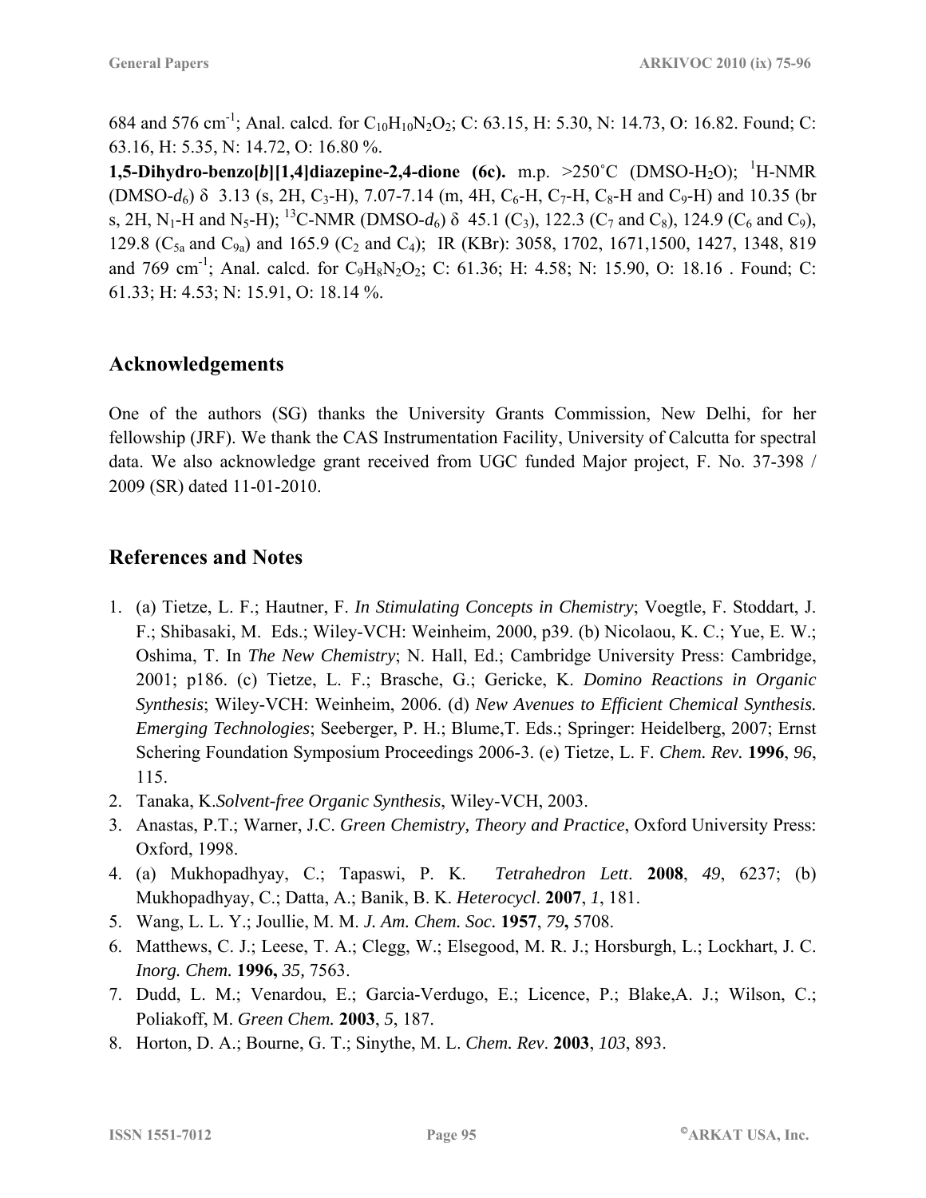684 and 576 cm$^{-1}$; Anal. calcd. for $C_{10}H_{10}N_2O_2$; C: 63.15, H: 5.30, N: 14.73, O: 16.82. Found; C: 63.16, H: 5.35, N: 14.72, O: 16.80 %.

**1,5-Dihydro-benzo[*b*][1,4]diazepine-2,4-dione (6c).** m.p. >250˚C (DMSO-$H_2O$); $^1$H-NMR (DMSO-$d_6$) δ 3.13 (s, 2H, $C_3$-H), 7.07-7.14 (m, 4H, $C_6$-H, $C_7$-H, $C_8$-H and $C_9$-H) and 10.35 (br s, 2H, $N_1$-H and $N_5$-H); $^{13}$C-NMR (DMSO-$d_6$) δ 45.1 ($C_3$), 122.3 ($C_7$ and $C_8$), 124.9 ($C_6$ and $C_9$), 129.8 ($C_{5a}$ and $C_{9a}$) and 165.9 ($C_2$ and $C_4$); IR (KBr): 3058, 1702, 1671,1500, 1427, 1348, 819 and 769 cm$^{-1}$; Anal. calcd. for $C_9H_8N_2O_2$; C: 61.36; H: 4.58; N: 15.90, O: 18.16 . Found; C: 61.33; H: 4.53; N: 15.91, O: 18.14 %.

## Acknowledgements

One of the authors (SG) thanks the University Grants Commission, New Delhi, for her fellowship (JRF). We thank the CAS Instrumentation Facility, University of Calcutta for spectral data. We also acknowledge grant received from UGC funded Major project, F. No. 37-398 / 2009 (SR) dated 11-01-2010.

## References and Notes

1. (a) Tietze, L. F.; Hautner, F. *In Stimulating Concepts in Chemistry*; Voegtle, F. Stoddart, J. F.; Shibasaki, M. Eds.; Wiley-VCH: Weinheim, 2000, p39. (b) Nicolaou, K. C.; Yue, E. W.; Oshima, T. In *The New Chemistry*; N. Hall, Ed.; Cambridge University Press: Cambridge, 2001; p186. (c) Tietze, L. F.; Brasche, G.; Gericke, K. *Domino Reactions in Organic Synthesis*; Wiley-VCH: Weinheim, 2006. (d) *New Avenues to Efficient Chemical Synthesis. Emerging Technologies*; Seeberger, P. H.; Blume,T. Eds.; Springer: Heidelberg, 2007; Ernst Schering Foundation Symposium Proceedings 2006-3. (e) Tietze, L. F. *Chem. Rev.* **1996**, *96*, 115.
2. Tanaka, K.*Solvent-free Organic Synthesis*, Wiley-VCH, 2003.
3. Anastas, P.T.; Warner, J.C. *Green Chemistry, Theory and Practice*, Oxford University Press: Oxford, 1998.
4. (a) Mukhopadhyay, C.; Tapaswi, P. K. *Tetrahedron Lett*. **2008**, *49*, 6237; (b) Mukhopadhyay, C.; Datta, A.; Banik, B. K. *Heterocycl*. **2007**, *1*, 181.
5. Wang, L. L. Y.; Joullie, M. M. *J. Am. Chem. Soc.* **1957**, *79*, 5708.
6. Matthews, C. J.; Leese, T. A.; Clegg, W.; Elsegood, M. R. J.; Horsburgh, L.; Lockhart, J. C. *Inorg. Chem.* **1996,** *35,* 7563.
7. Dudd, L. M.; Venardou, E.; Garcia-Verdugo, E.; Licence, P.; Blake,A. J.; Wilson, C.; Poliakoff, M. *Green Chem.* **2003**, *5*, 187.
8. Horton, D. A.; Bourne, G. T.; Sinythe, M. L. *Chem. Rev*. **2003**, *103*, 893.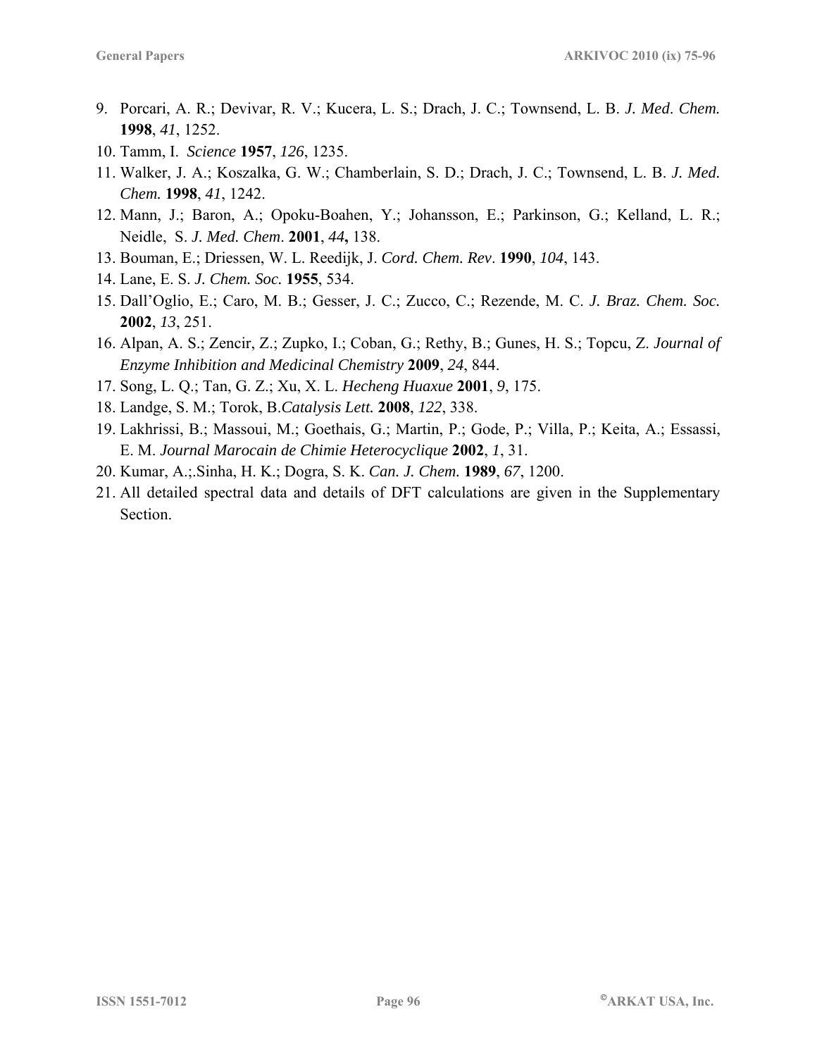9. Porcari, A. R.; Devivar, R. V.; Kucera, L. S.; Drach, J. C.; Townsend, L. B. *J. Med. Chem.* **1998**, *41*, 1252.
10. Tamm, I. *Science* **1957**, *126*, 1235.
11. Walker, J. A.; Koszalka, G. W.; Chamberlain, S. D.; Drach, J. C.; Townsend, L. B. *J. Med. Chem.* **1998**, *41*, 1242.
12. Mann, J.; Baron, A.; Opoku-Boahen, Y.; Johansson, E.; Parkinson, G.; Kelland, L. R.; Neidle, S. *J. Med. Chem*. **2001**, *44***,** 138.
13. Bouman, E.; Driessen, W. L. Reedijk, J. *Cord. Chem. Rev*. **1990**, *104*, 143.
14. Lane, E. S. *J. Chem. Soc.* **1955**, 534.
15. Dall'Oglio, E.; Caro, M. B.; Gesser, J. C.; Zucco, C.; Rezende, M. C. *J. Braz. Chem. Soc.* **2002**, *13*, 251.
16. Alpan, A. S.; Zencir, Z.; Zupko, I.; Coban, G.; Rethy, B.; Gunes, H. S.; Topcu, Z. *Journal of Enzyme Inhibition and Medicinal Chemistry* **2009**, *24*, 844.
17. Song, L. Q.; Tan, G. Z.; Xu, X. L. *Hecheng Huaxue* **2001**, *9*, 175.
18. Landge, S. M.; Torok, B.*Catalysis Lett.* **2008**, *122*, 338.
19. Lakhrissi, B.; Massoui, M.; Goethais, G.; Martin, P.; Gode, P.; Villa, P.; Keita, A.; Essassi, E. M. *Journal Marocain de Chimie Heterocyclique* **2002**, *1*, 31.
20. Kumar, A.;.Sinha, H. K.; Dogra, S. K. *Can. J. Chem.* **1989**, *67*, 1200.
21. All detailed spectral data and details of DFT calculations are given in the Supplementary Section.